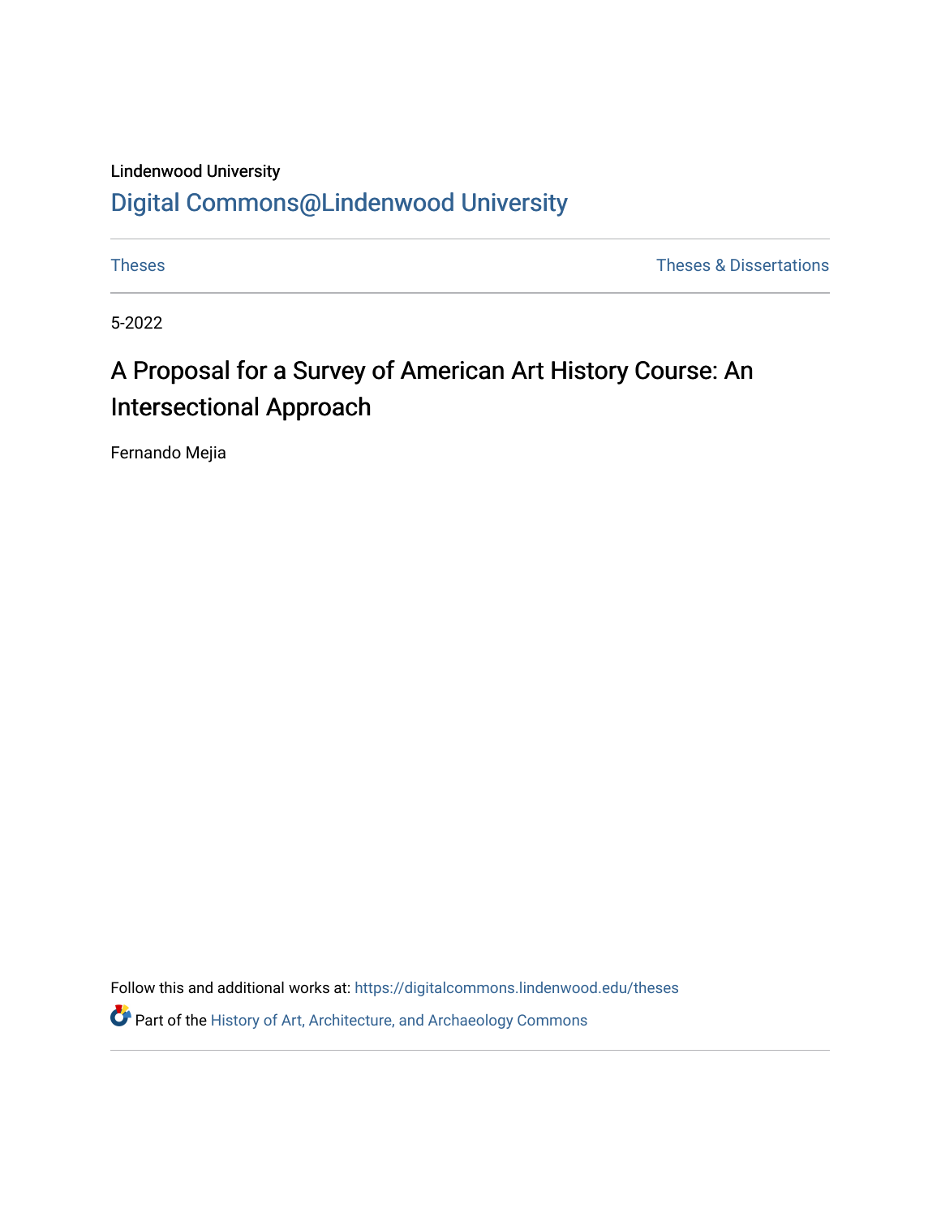Lindenwood University

# Digital Commons@Lindenwood University

Theses | Theses & Dissertations

5-2022

## A Proposal for a Survey of American Art History Course: An Intersectional Approach

Fernando Mejia

Follow this and additional works at: https://digitalcommons.lindenwood.edu/theses

Part of the History of Art, Architecture, and Archaeology Commons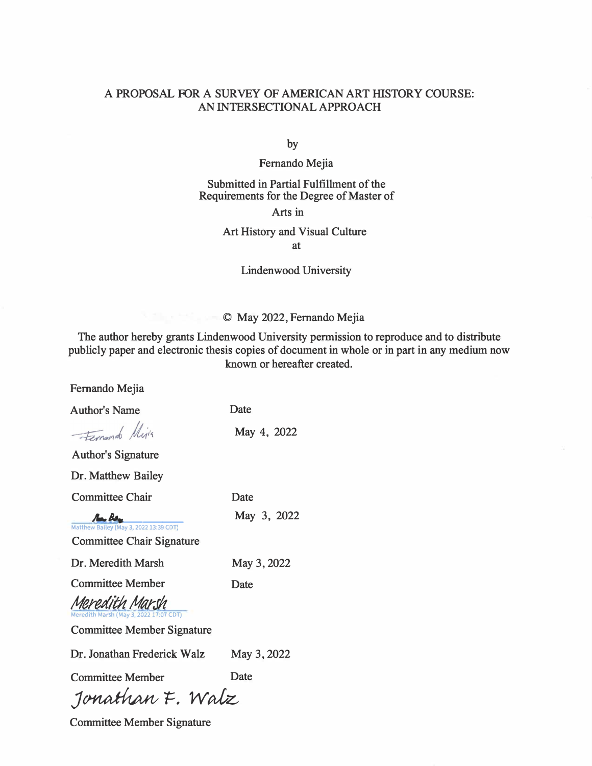# A PROPOSAL FOR A SURVEY OF AMERICAN ART HISTORY COURSE: AN INTERSECTIONAL APPROACH

by

Fernando Mejia

Submitted in Partial Fulfillment of the Requirements for the Degree of Master of Arts in

Art History and Visual Culture at

Lindenwood University

© May 2022, Fernando Mejia

The author hereby grants Lindenwood University permission to reproduce and to distribute publicly paper and electronic thesis copies of document in whole or in part in any medium now known or hereafter created.

Fernando Mejia

Author's Name — Date

Fernando Mejia — May 4, 2022

Author's Signature

Dr. Matthew Bailey

Committee Chair — Date

Matthew Bailey (May 3, 2022 13:39 CDT) — May 3, 2022

Committee Chair Signature

Dr. Meredith Marsh — May 3, 2022

Committee Member — Date

Meredith Marsh
Meredith Marsh (May 3, 2022 17:07 CDT)

Committee Member Signature

Dr. Jonathan Frederick Walz — May 3, 2022

Committee Member — Date

Jonathan F. Walz

Committee Member Signature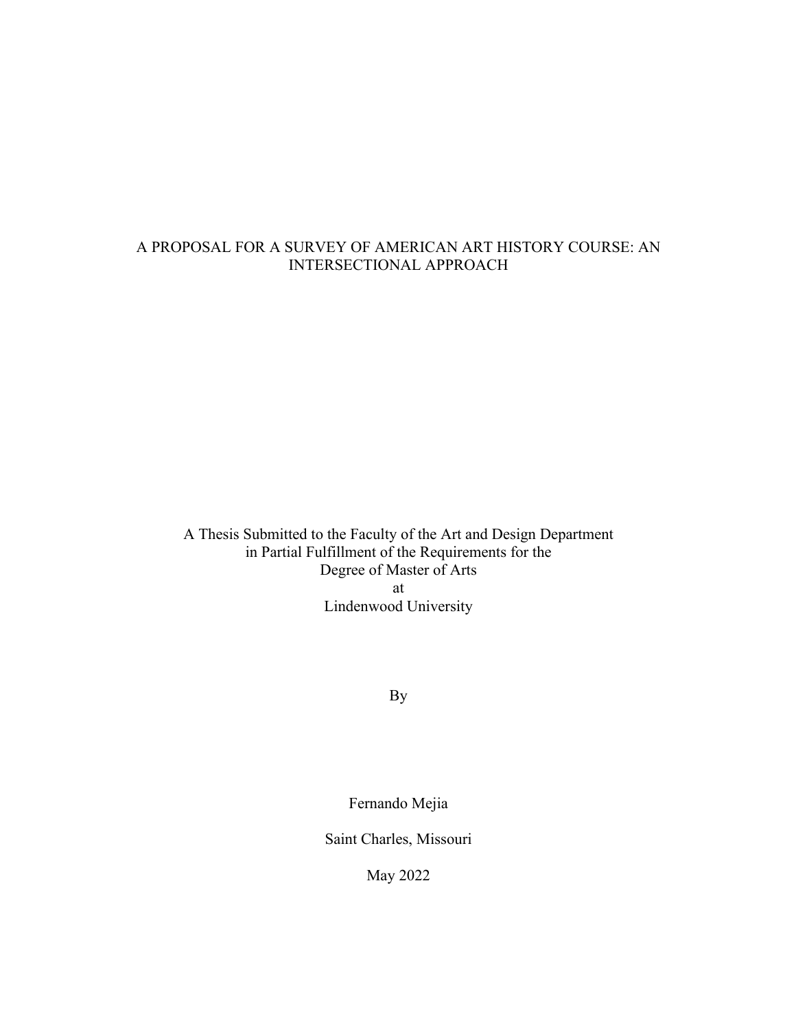# A PROPOSAL FOR A SURVEY OF AMERICAN ART HISTORY COURSE: AN INTERSECTIONAL APPROACH

A Thesis Submitted to the Faculty of the Art and Design Department
in Partial Fulfillment of the Requirements for the
Degree of Master of Arts
at
Lindenwood University

By

Fernando Mejia

Saint Charles, Missouri

May 2022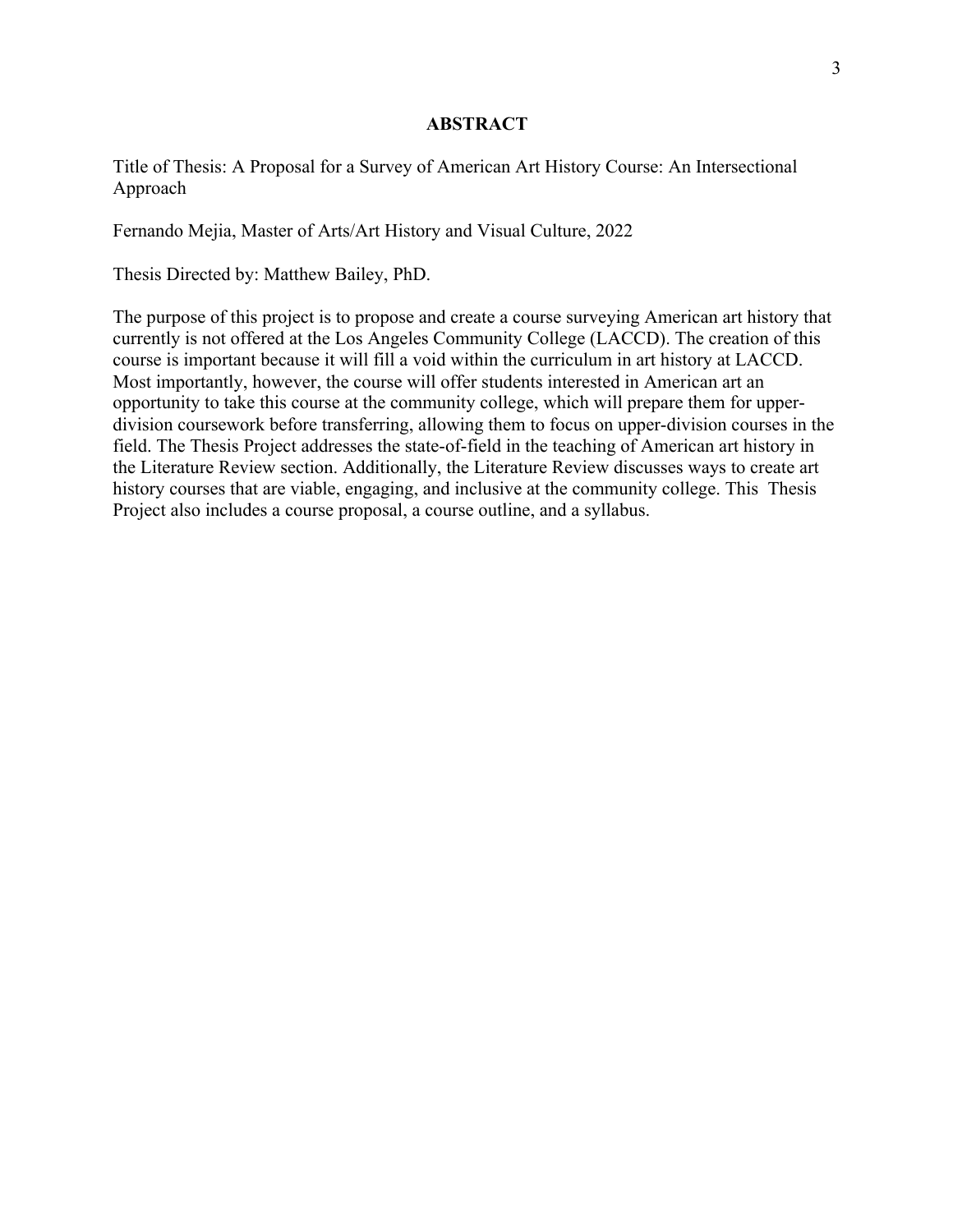# ABSTRACT

Title of Thesis: A Proposal for a Survey of American Art History Course: An Intersectional Approach

Fernando Mejia, Master of Arts/Art History and Visual Culture, 2022

Thesis Directed by: Matthew Bailey, PhD.

The purpose of this project is to propose and create a course surveying American art history that currently is not offered at the Los Angeles Community College (LACCD). The creation of this course is important because it will fill a void within the curriculum in art history at LACCD. Most importantly, however, the course will offer students interested in American art an opportunity to take this course at the community college, which will prepare them for upper-division coursework before transferring, allowing them to focus on upper-division courses in the field. The Thesis Project addresses the state-of-field in the teaching of American art history in the Literature Review section. Additionally, the Literature Review discusses ways to create art history courses that are viable, engaging, and inclusive at the community college. This Thesis Project also includes a course proposal, a course outline, and a syllabus.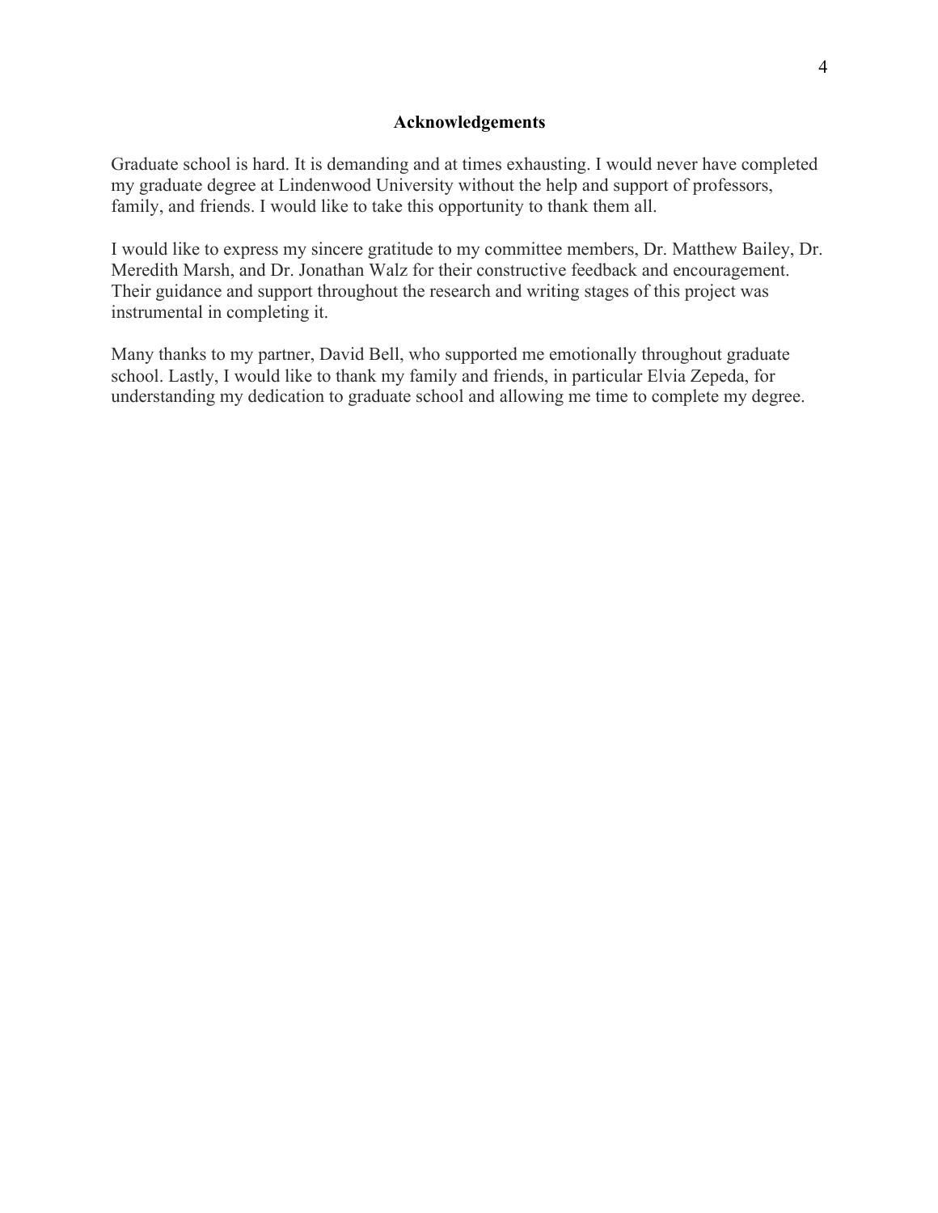## Acknowledgements

Graduate school is hard. It is demanding and at times exhausting. I would never have completed my graduate degree at Lindenwood University without the help and support of professors, family, and friends. I would like to take this opportunity to thank them all.

I would like to express my sincere gratitude to my committee members, Dr. Matthew Bailey, Dr. Meredith Marsh, and Dr. Jonathan Walz for their constructive feedback and encouragement. Their guidance and support throughout the research and writing stages of this project was instrumental in completing it.

Many thanks to my partner, David Bell, who supported me emotionally throughout graduate school. Lastly, I would like to thank my family and friends, in particular Elvia Zepeda, for understanding my dedication to graduate school and allowing me time to complete my degree.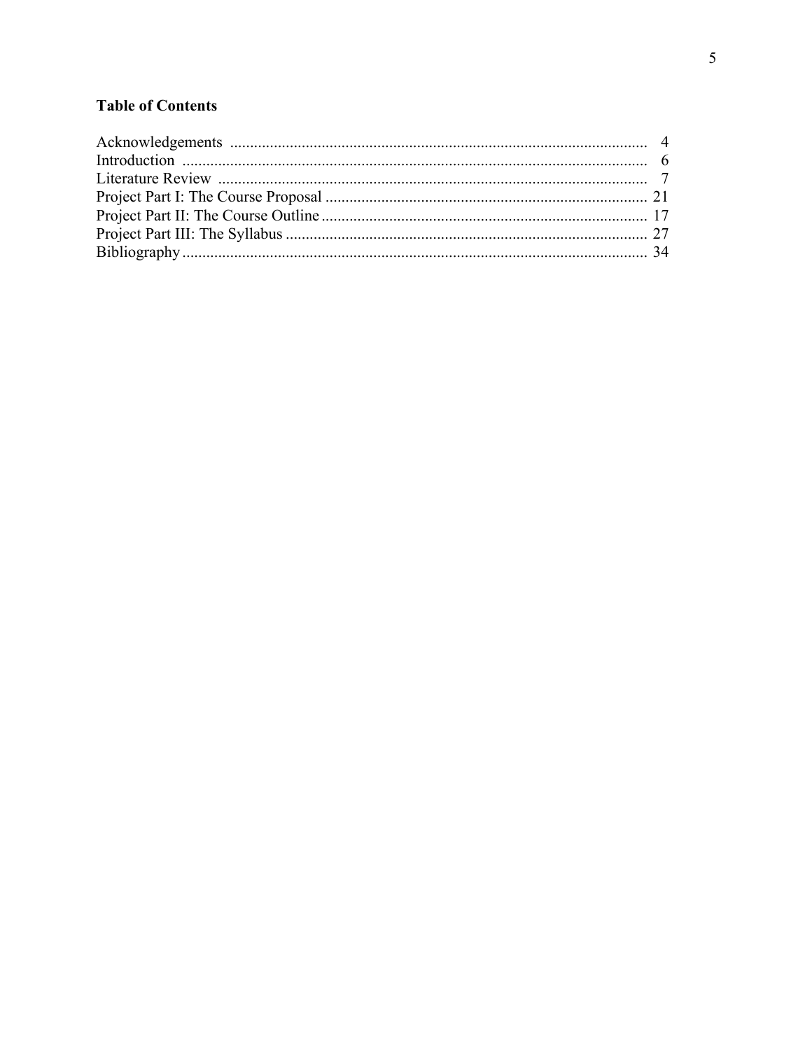**Table of Contents**

| | |
|---|---|
| Acknowledgements | 4 |
| Introduction | 6 |
| Literature Review | 7 |
| Project Part I: The Course Proposal | 21 |
| Project Part II: The Course Outline | 17 |
| Project Part III: The Syllabus | 27 |
| Bibliography | 34 |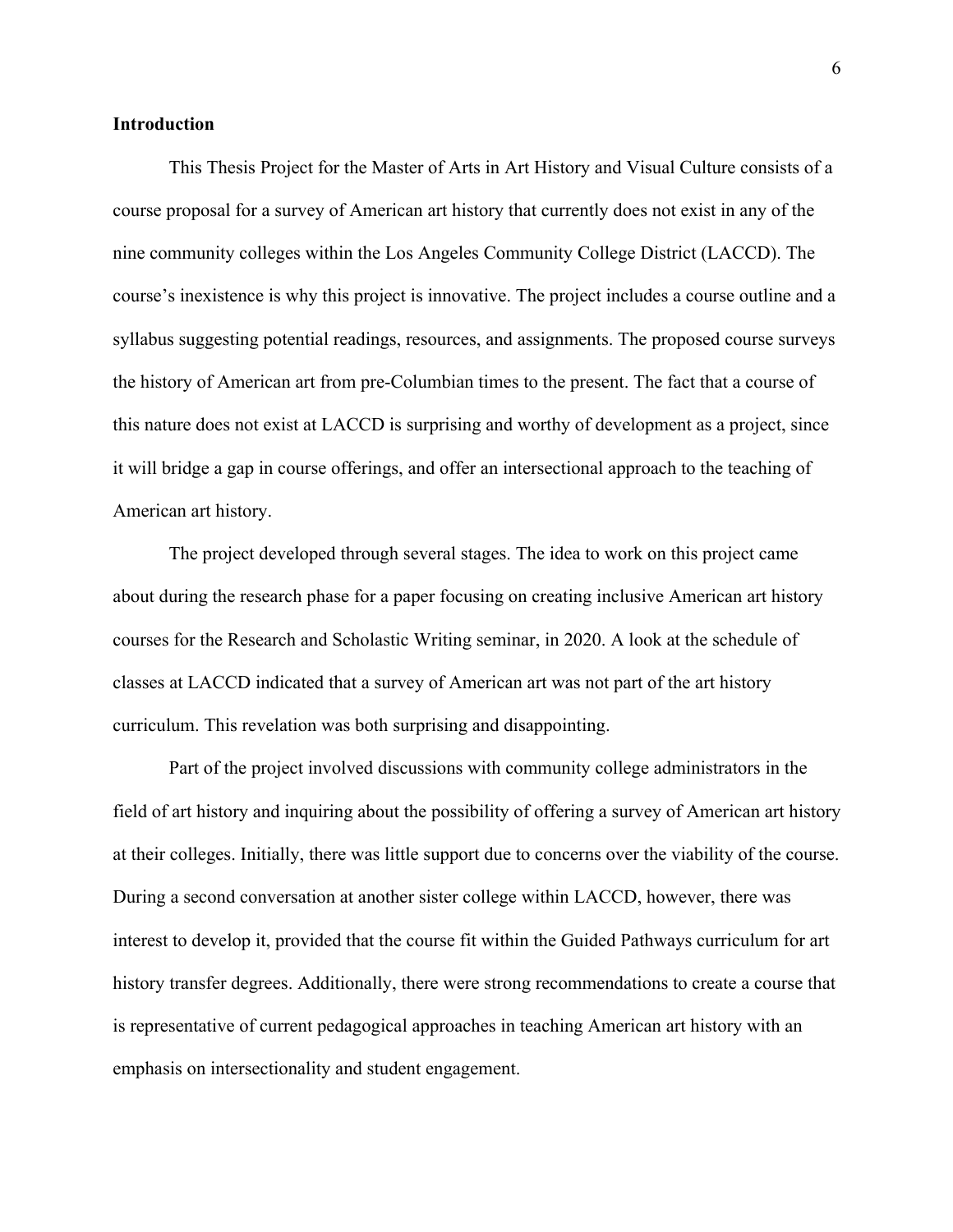**Introduction**

This Thesis Project for the Master of Arts in Art History and Visual Culture consists of a course proposal for a survey of American art history that currently does not exist in any of the nine community colleges within the Los Angeles Community College District (LACCD). The course's inexistence is why this project is innovative. The project includes a course outline and a syllabus suggesting potential readings, resources, and assignments. The proposed course surveys the history of American art from pre-Columbian times to the present. The fact that a course of this nature does not exist at LACCD is surprising and worthy of development as a project, since it will bridge a gap in course offerings, and offer an intersectional approach to the teaching of American art history.

The project developed through several stages. The idea to work on this project came about during the research phase for a paper focusing on creating inclusive American art history courses for the Research and Scholastic Writing seminar, in 2020. A look at the schedule of classes at LACCD indicated that a survey of American art was not part of the art history curriculum. This revelation was both surprising and disappointing.

Part of the project involved discussions with community college administrators in the field of art history and inquiring about the possibility of offering a survey of American art history at their colleges. Initially, there was little support due to concerns over the viability of the course. During a second conversation at another sister college within LACCD, however, there was interest to develop it, provided that the course fit within the Guided Pathways curriculum for art history transfer degrees. Additionally, there were strong recommendations to create a course that is representative of current pedagogical approaches in teaching American art history with an emphasis on intersectionality and student engagement.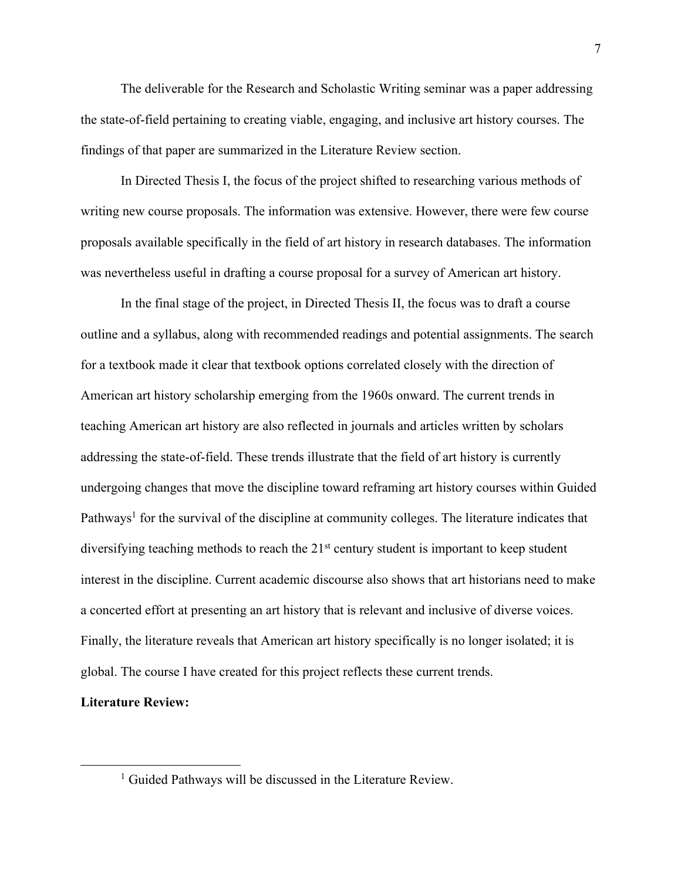The deliverable for the Research and Scholastic Writing seminar was a paper addressing the state-of-field pertaining to creating viable, engaging, and inclusive art history courses. The findings of that paper are summarized in the Literature Review section.

In Directed Thesis I, the focus of the project shifted to researching various methods of writing new course proposals. The information was extensive. However, there were few course proposals available specifically in the field of art history in research databases. The information was nevertheless useful in drafting a course proposal for a survey of American art history.

In the final stage of the project, in Directed Thesis II, the focus was to draft a course outline and a syllabus, along with recommended readings and potential assignments. The search for a textbook made it clear that textbook options correlated closely with the direction of American art history scholarship emerging from the 1960s onward. The current trends in teaching American art history are also reflected in journals and articles written by scholars addressing the state-of-field. These trends illustrate that the field of art history is currently undergoing changes that move the discipline toward reframing art history courses within Guided Pathways[1] for the survival of the discipline at community colleges. The literature indicates that diversifying teaching methods to reach the 21st century student is important to keep student interest in the discipline. Current academic discourse also shows that art historians need to make a concerted effort at presenting an art history that is relevant and inclusive of diverse voices. Finally, the literature reveals that American art history specifically is no longer isolated; it is global. The course I have created for this project reflects these current trends.

**Literature Review:**

[1] Guided Pathways will be discussed in the Literature Review.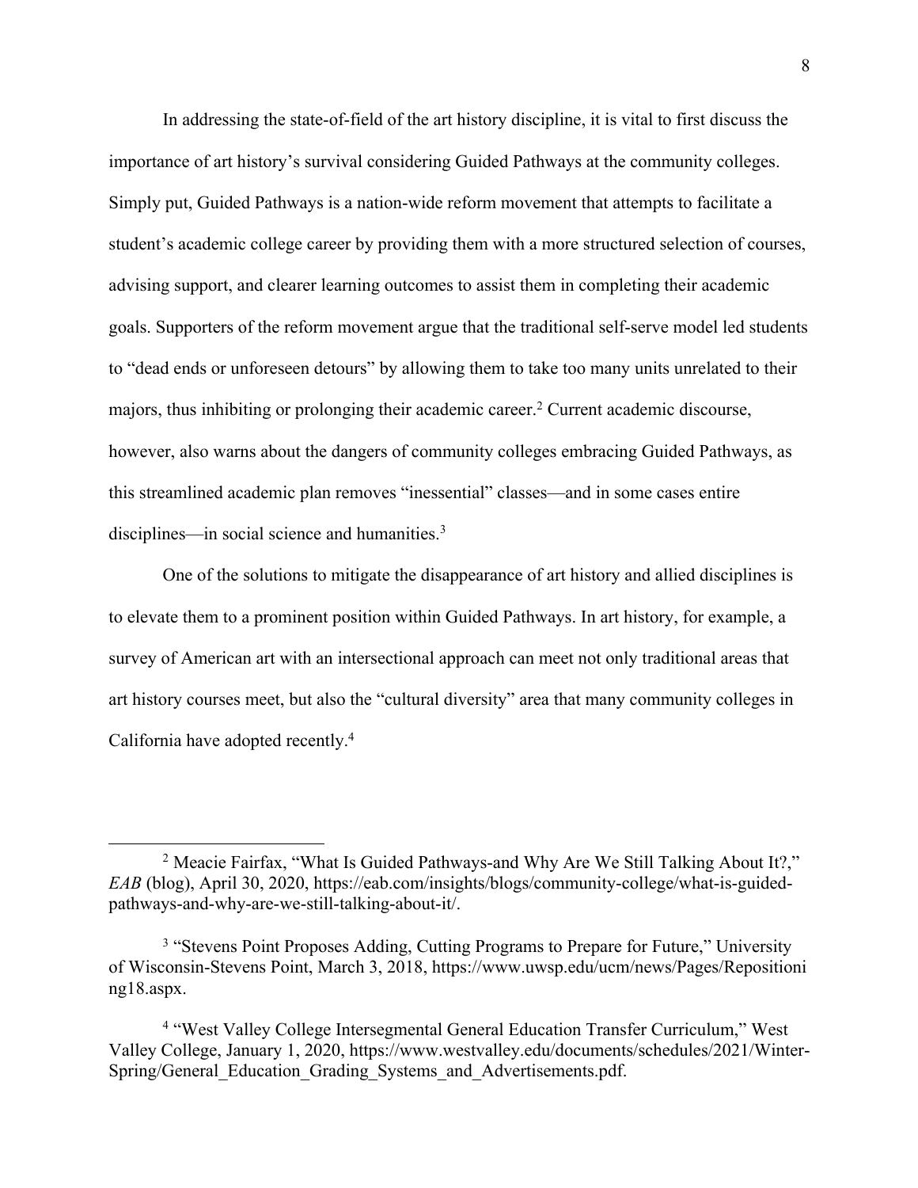In addressing the state-of-field of the art history discipline, it is vital to first discuss the importance of art history's survival considering Guided Pathways at the community colleges. Simply put, Guided Pathways is a nation-wide reform movement that attempts to facilitate a student's academic college career by providing them with a more structured selection of courses, advising support, and clearer learning outcomes to assist them in completing their academic goals. Supporters of the reform movement argue that the traditional self-serve model led students to "dead ends or unforeseen detours" by allowing them to take too many units unrelated to their majors, thus inhibiting or prolonging their academic career.[2] Current academic discourse, however, also warns about the dangers of community colleges embracing Guided Pathways, as this streamlined academic plan removes "inessential" classes—and in some cases entire disciplines—in social science and humanities.[3]

One of the solutions to mitigate the disappearance of art history and allied disciplines is to elevate them to a prominent position within Guided Pathways. In art history, for example, a survey of American art with an intersectional approach can meet not only traditional areas that art history courses meet, but also the "cultural diversity" area that many community colleges in California have adopted recently.[4]

---

[2] Meacie Fairfax, "What Is Guided Pathways-and Why Are We Still Talking About It?," *EAB* (blog), April 30, 2020, https://eab.com/insights/blogs/community-college/what-is-guided-pathways-and-why-are-we-still-talking-about-it/.

[3] "Stevens Point Proposes Adding, Cutting Programs to Prepare for Future," University of Wisconsin-Stevens Point, March 3, 2018, https://www.uwsp.edu/ucm/news/Pages/Repositioning18.aspx.

[4] "West Valley College Intersegmental General Education Transfer Curriculum," West Valley College, January 1, 2020, https://www.westvalley.edu/documents/schedules/2021/Winter-Spring/General_Education_Grading_Systems_and_Advertisements.pdf.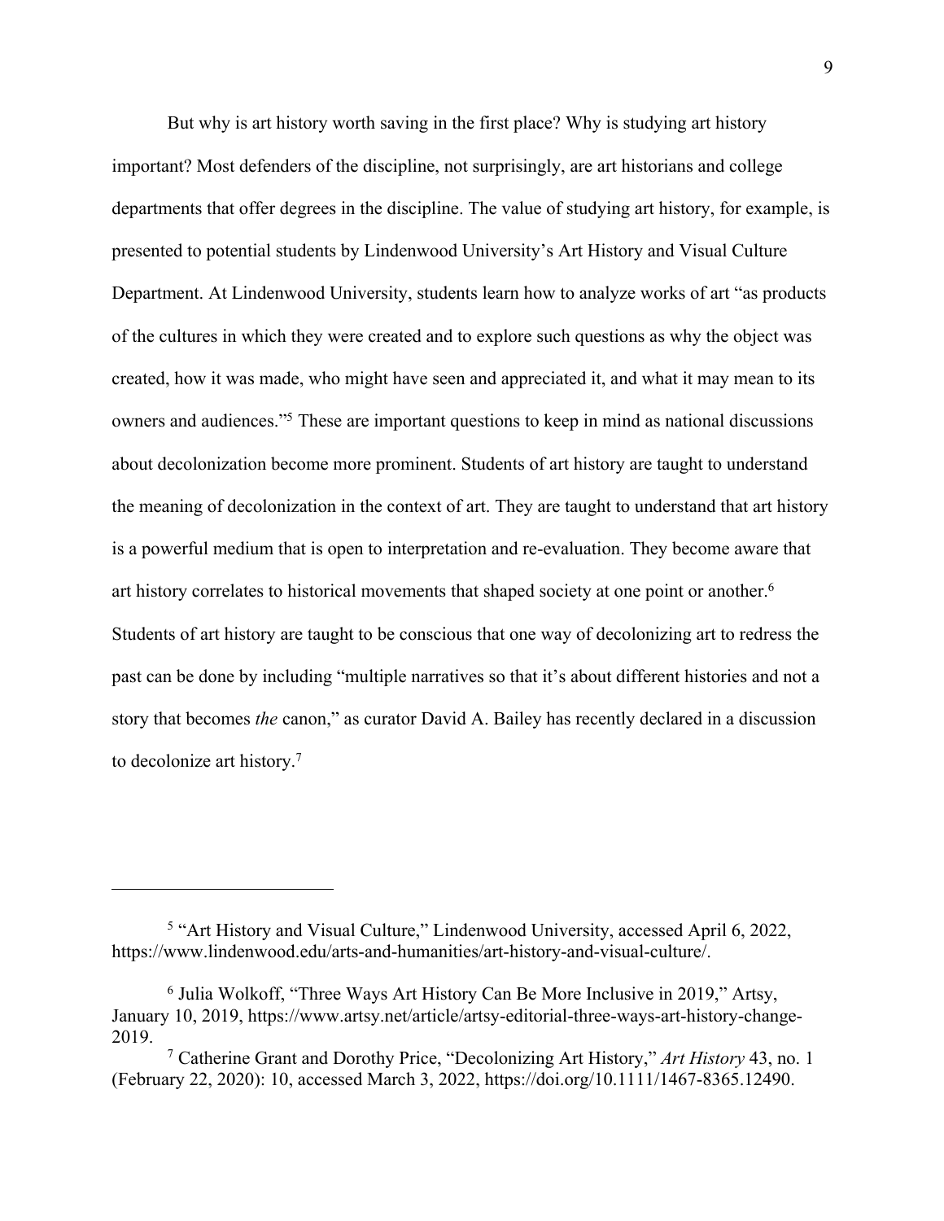But why is art history worth saving in the first place? Why is studying art history important? Most defenders of the discipline, not surprisingly, are art historians and college departments that offer degrees in the discipline. The value of studying art history, for example, is presented to potential students by Lindenwood University's Art History and Visual Culture Department. At Lindenwood University, students learn how to analyze works of art "as products of the cultures in which they were created and to explore such questions as why the object was created, how it was made, who might have seen and appreciated it, and what it may mean to its owners and audiences."[5] These are important questions to keep in mind as national discussions about decolonization become more prominent. Students of art history are taught to understand the meaning of decolonization in the context of art. They are taught to understand that art history is a powerful medium that is open to interpretation and re-evaluation. They become aware that art history correlates to historical movements that shaped society at one point or another.[6] Students of art history are taught to be conscious that one way of decolonizing art to redress the past can be done by including "multiple narratives so that it's about different histories and not a story that becomes *the* canon," as curator David A. Bailey has recently declared in a discussion to decolonize art history.[7]

---

[5] "Art History and Visual Culture," Lindenwood University, accessed April 6, 2022, https://www.lindenwood.edu/arts-and-humanities/art-history-and-visual-culture/.

[6] Julia Wolkoff, "Three Ways Art History Can Be More Inclusive in 2019," Artsy, January 10, 2019, https://www.artsy.net/article/artsy-editorial-three-ways-art-history-change-2019.

[7] Catherine Grant and Dorothy Price, "Decolonizing Art History," *Art History* 43, no. 1 (February 22, 2020): 10, accessed March 3, 2022, https://doi.org/10.1111/1467-8365.12490.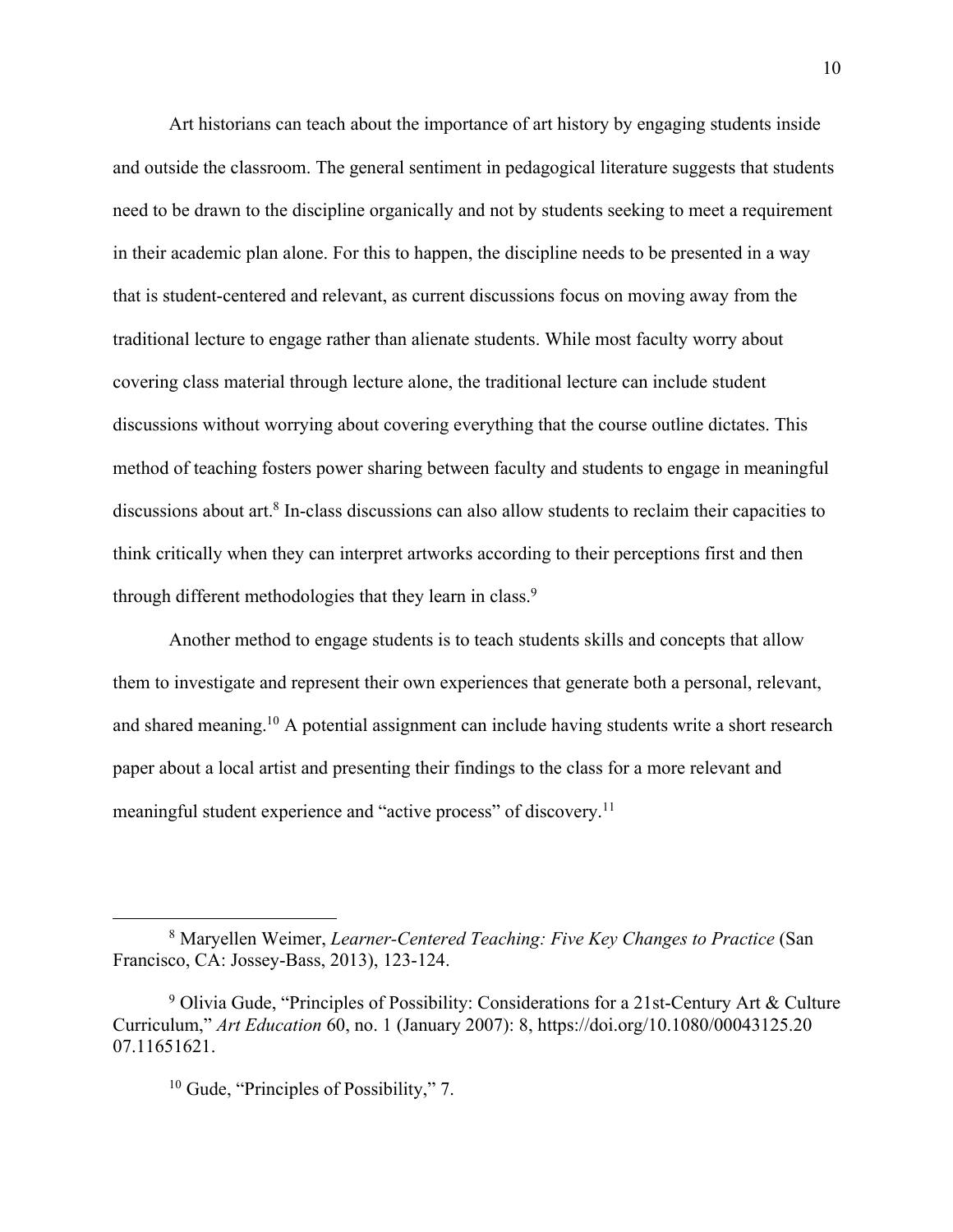Art historians can teach about the importance of art history by engaging students inside and outside the classroom. The general sentiment in pedagogical literature suggests that students need to be drawn to the discipline organically and not by students seeking to meet a requirement in their academic plan alone. For this to happen, the discipline needs to be presented in a way that is student-centered and relevant, as current discussions focus on moving away from the traditional lecture to engage rather than alienate students. While most faculty worry about covering class material through lecture alone, the traditional lecture can include student discussions without worrying about covering everything that the course outline dictates. This method of teaching fosters power sharing between faculty and students to engage in meaningful discussions about art.[8] In-class discussions can also allow students to reclaim their capacities to think critically when they can interpret artworks according to their perceptions first and then through different methodologies that they learn in class.[9]

Another method to engage students is to teach students skills and concepts that allow them to investigate and represent their own experiences that generate both a personal, relevant, and shared meaning.[10] A potential assignment can include having students write a short research paper about a local artist and presenting their findings to the class for a more relevant and meaningful student experience and "active process" of discovery.[11]

---

[8] Maryellen Weimer, *Learner-Centered Teaching: Five Key Changes to Practice* (San Francisco, CA: Jossey-Bass, 2013), 123-124.

[9] Olivia Gude, "Principles of Possibility: Considerations for a 21st-Century Art & Culture Curriculum," *Art Education* 60, no. 1 (January 2007): 8, https://doi.org/10.1080/00043125.2007.11651621.

[10] Gude, "Principles of Possibility," 7.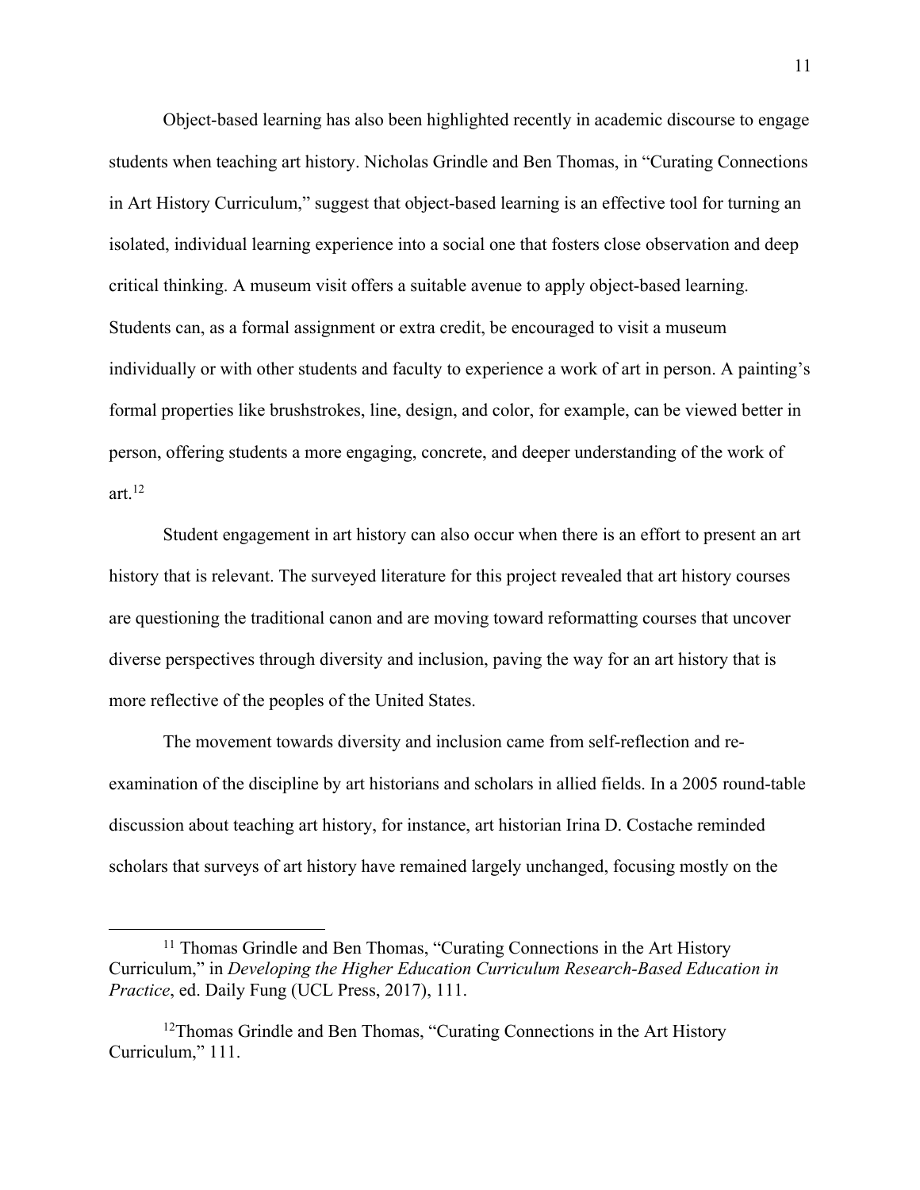Object-based learning has also been highlighted recently in academic discourse to engage students when teaching art history. Nicholas Grindle and Ben Thomas, in "Curating Connections in Art History Curriculum," suggest that object-based learning is an effective tool for turning an isolated, individual learning experience into a social one that fosters close observation and deep critical thinking. A museum visit offers a suitable avenue to apply object-based learning. Students can, as a formal assignment or extra credit, be encouraged to visit a museum individually or with other students and faculty to experience a work of art in person. A painting's formal properties like brushstrokes, line, design, and color, for example, can be viewed better in person, offering students a more engaging, concrete, and deeper understanding of the work of art.[12]

Student engagement in art history can also occur when there is an effort to present an art history that is relevant. The surveyed literature for this project revealed that art history courses are questioning the traditional canon and are moving toward reformatting courses that uncover diverse perspectives through diversity and inclusion, paving the way for an art history that is more reflective of the peoples of the United States.

The movement towards diversity and inclusion came from self-reflection and re-examination of the discipline by art historians and scholars in allied fields. In a 2005 round-table discussion about teaching art history, for instance, art historian Irina D. Costache reminded scholars that surveys of art history have remained largely unchanged, focusing mostly on the

---

[11] Thomas Grindle and Ben Thomas, "Curating Connections in the Art History Curriculum," in *Developing the Higher Education Curriculum Research-Based Education in Practice*, ed. Daily Fung (UCL Press, 2017), 111.

[12] Thomas Grindle and Ben Thomas, "Curating Connections in the Art History Curriculum," 111.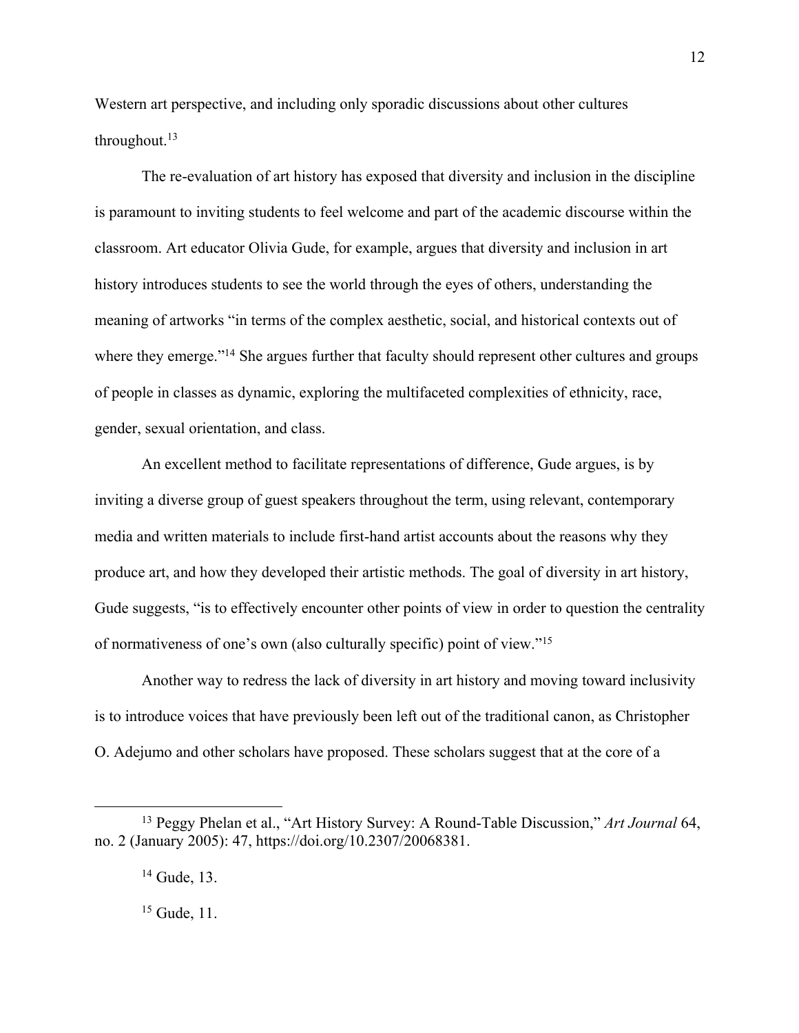Western art perspective, and including only sporadic discussions about other cultures throughout.[13]

The re-evaluation of art history has exposed that diversity and inclusion in the discipline is paramount to inviting students to feel welcome and part of the academic discourse within the classroom. Art educator Olivia Gude, for example, argues that diversity and inclusion in art history introduces students to see the world through the eyes of others, understanding the meaning of artworks "in terms of the complex aesthetic, social, and historical contexts out of where they emerge."[14] She argues further that faculty should represent other cultures and groups of people in classes as dynamic, exploring the multifaceted complexities of ethnicity, race, gender, sexual orientation, and class.

An excellent method to facilitate representations of difference, Gude argues, is by inviting a diverse group of guest speakers throughout the term, using relevant, contemporary media and written materials to include first-hand artist accounts about the reasons why they produce art, and how they developed their artistic methods. The goal of diversity in art history, Gude suggests, "is to effectively encounter other points of view in order to question the centrality of normativeness of one's own (also culturally specific) point of view."[15]

Another way to redress the lack of diversity in art history and moving toward inclusivity is to introduce voices that have previously been left out of the traditional canon, as Christopher O. Adejumo and other scholars have proposed. These scholars suggest that at the core of a

---

[13] Peggy Phelan et al., "Art History Survey: A Round-Table Discussion," *Art Journal* 64, no. 2 (January 2005): 47, https://doi.org/10.2307/20068381.

[14] Gude, 13.

[15] Gude, 11.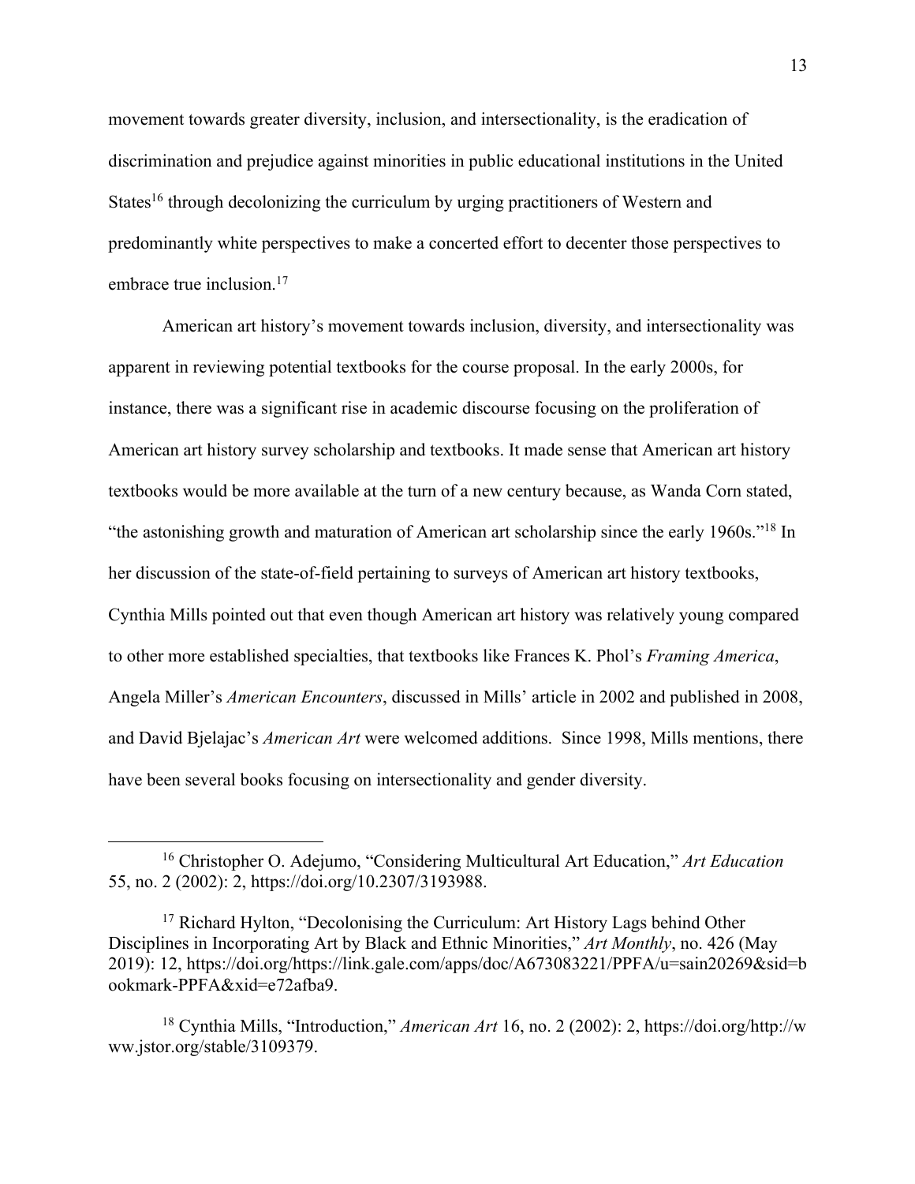movement towards greater diversity, inclusion, and intersectionality, is the eradication of discrimination and prejudice against minorities in public educational institutions in the United States[16] through decolonizing the curriculum by urging practitioners of Western and predominantly white perspectives to make a concerted effort to decenter those perspectives to embrace true inclusion.[17]

American art history's movement towards inclusion, diversity, and intersectionality was apparent in reviewing potential textbooks for the course proposal. In the early 2000s, for instance, there was a significant rise in academic discourse focusing on the proliferation of American art history survey scholarship and textbooks. It made sense that American art history textbooks would be more available at the turn of a new century because, as Wanda Corn stated, "the astonishing growth and maturation of American art scholarship since the early 1960s."[18] In her discussion of the state-of-field pertaining to surveys of American art history textbooks, Cynthia Mills pointed out that even though American art history was relatively young compared to other more established specialties, that textbooks like Frances K. Phol's *Framing America*, Angela Miller's *American Encounters*, discussed in Mills' article in 2002 and published in 2008, and David Bjelajac's *American Art* were welcomed additions. Since 1998, Mills mentions, there have been several books focusing on intersectionality and gender diversity.

---

[16] Christopher O. Adejumo, "Considering Multicultural Art Education," *Art Education* 55, no. 2 (2002): 2, https://doi.org/10.2307/3193988.

[17] Richard Hylton, "Decolonising the Curriculum: Art History Lags behind Other Disciplines in Incorporating Art by Black and Ethnic Minorities," *Art Monthly*, no. 426 (May 2019): 12, https://doi.org/https://link.gale.com/apps/doc/A673083221/PPFA/u=sain20269&sid=bookmark-PPFA&xid=e72afba9.

[18] Cynthia Mills, "Introduction," *American Art* 16, no. 2 (2002): 2, https://doi.org/http://www.jstor.org/stable/3109379.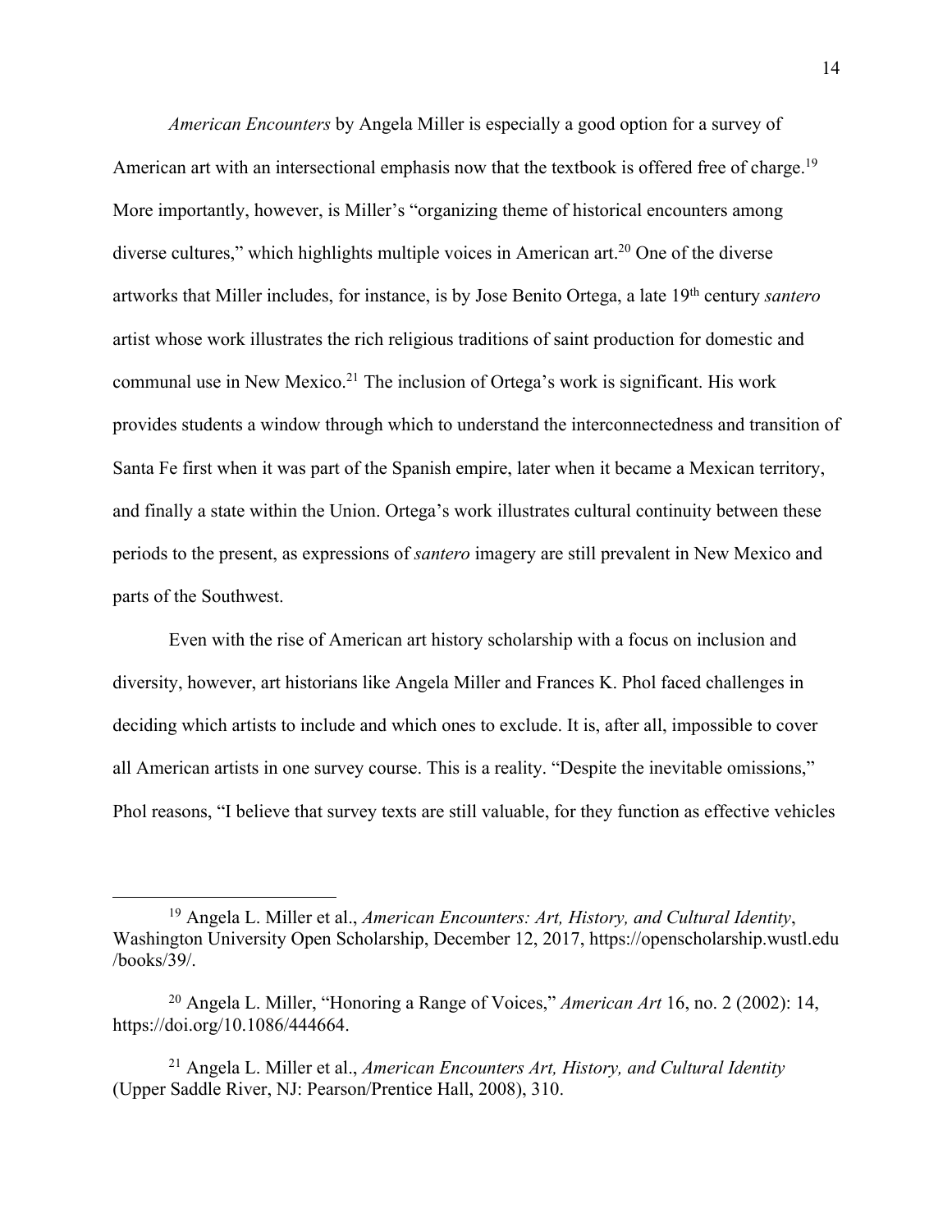*American Encounters* by Angela Miller is especially a good option for a survey of American art with an intersectional emphasis now that the textbook is offered free of charge.[19] More importantly, however, is Miller's "organizing theme of historical encounters among diverse cultures," which highlights multiple voices in American art.[20] One of the diverse artworks that Miller includes, for instance, is by Jose Benito Ortega, a late 19th century *santero* artist whose work illustrates the rich religious traditions of saint production for domestic and communal use in New Mexico.[21] The inclusion of Ortega's work is significant. His work provides students a window through which to understand the interconnectedness and transition of Santa Fe first when it was part of the Spanish empire, later when it became a Mexican territory, and finally a state within the Union. Ortega's work illustrates cultural continuity between these periods to the present, as expressions of *santero* imagery are still prevalent in New Mexico and parts of the Southwest.

Even with the rise of American art history scholarship with a focus on inclusion and diversity, however, art historians like Angela Miller and Frances K. Phol faced challenges in deciding which artists to include and which ones to exclude. It is, after all, impossible to cover all American artists in one survey course. This is a reality. "Despite the inevitable omissions," Phol reasons, "I believe that survey texts are still valuable, for they function as effective vehicles

---

[19] Angela L. Miller et al., *American Encounters: Art, History, and Cultural Identity*, Washington University Open Scholarship, December 12, 2017, https://openscholarship.wustl.edu/books/39/.

[20] Angela L. Miller, "Honoring a Range of Voices," *American Art* 16, no. 2 (2002): 14, https://doi.org/10.1086/444664.

[21] Angela L. Miller et al., *American Encounters Art, History, and Cultural Identity* (Upper Saddle River, NJ: Pearson/Prentice Hall, 2008), 310.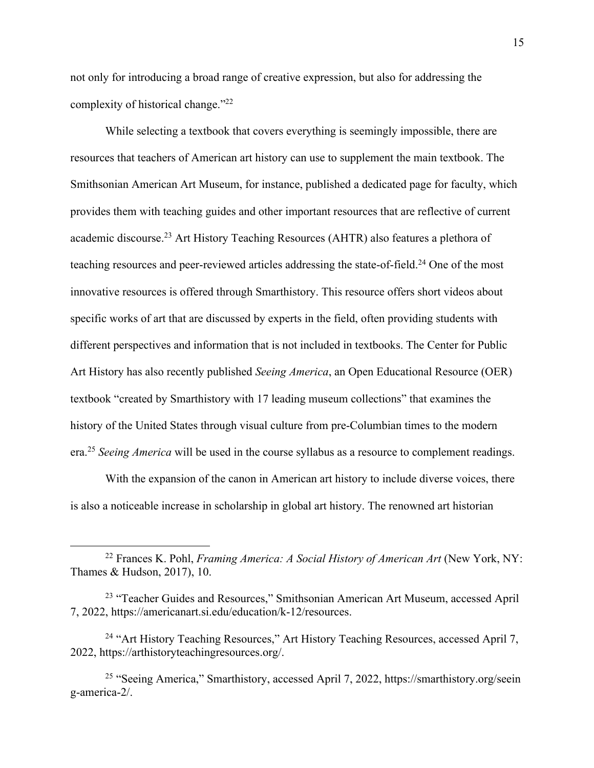not only for introducing a broad range of creative expression, but also for addressing the complexity of historical change."[22]

While selecting a textbook that covers everything is seemingly impossible, there are resources that teachers of American art history can use to supplement the main textbook. The Smithsonian American Art Museum, for instance, published a dedicated page for faculty, which provides them with teaching guides and other important resources that are reflective of current academic discourse.[23] Art History Teaching Resources (AHTR) also features a plethora of teaching resources and peer-reviewed articles addressing the state-of-field.[24] One of the most innovative resources is offered through Smarthistory. This resource offers short videos about specific works of art that are discussed by experts in the field, often providing students with different perspectives and information that is not included in textbooks. The Center for Public Art History has also recently published *Seeing America*, an Open Educational Resource (OER) textbook "created by Smarthistory with 17 leading museum collections" that examines the history of the United States through visual culture from pre-Columbian times to the modern era.[25] *Seeing America* will be used in the course syllabus as a resource to complement readings.

With the expansion of the canon in American art history to include diverse voices, there is also a noticeable increase in scholarship in global art history. The renowned art historian

---

[22] Frances K. Pohl, *Framing America: A Social History of American Art* (New York, NY: Thames & Hudson, 2017), 10.

[23] "Teacher Guides and Resources," Smithsonian American Art Museum, accessed April 7, 2022, https://americanart.si.edu/education/k-12/resources.

[24] "Art History Teaching Resources," Art History Teaching Resources, accessed April 7, 2022, https://arthistoryteachingresources.org/.

[25] "Seeing America," Smarthistory, accessed April 7, 2022, https://smarthistory.org/seeing-america-2/.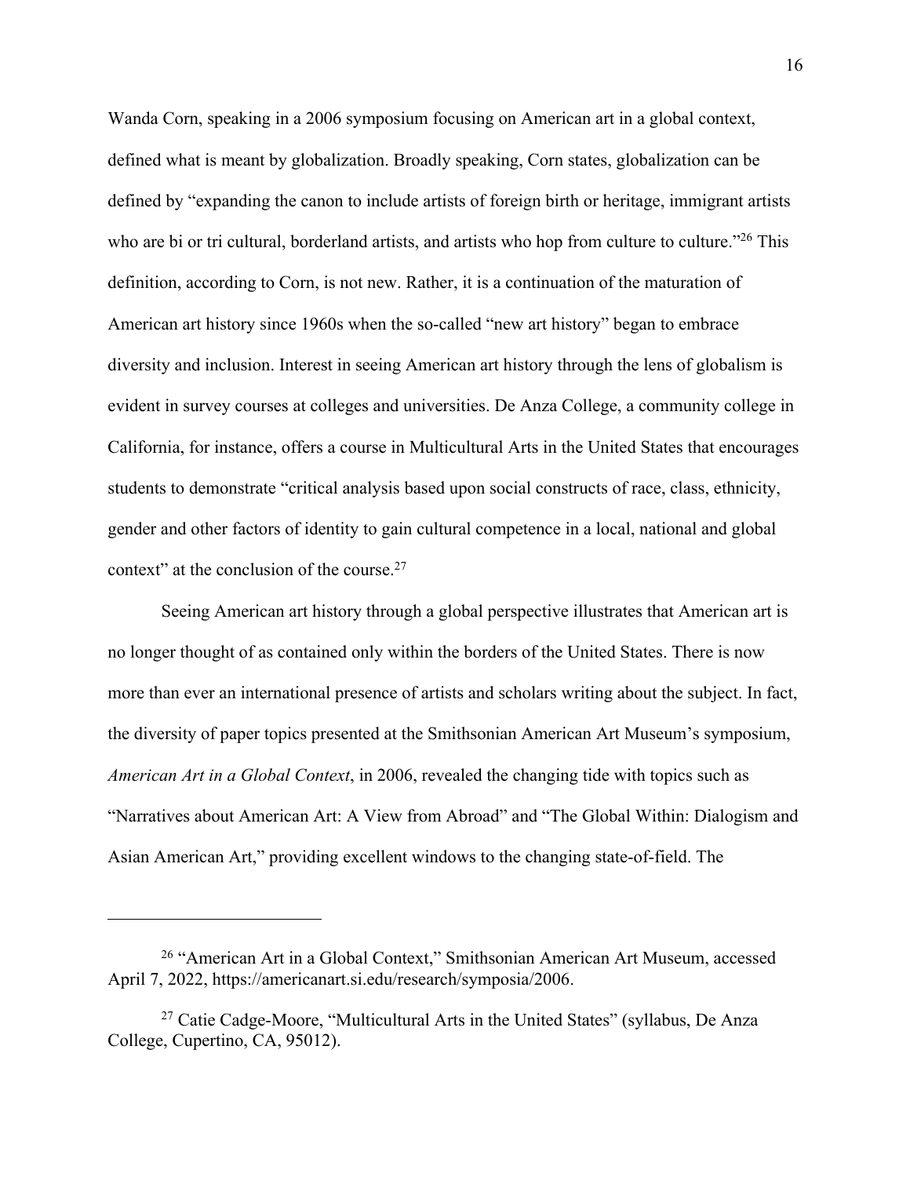Wanda Corn, speaking in a 2006 symposium focusing on American art in a global context, defined what is meant by globalization. Broadly speaking, Corn states, globalization can be defined by "expanding the canon to include artists of foreign birth or heritage, immigrant artists who are bi or tri cultural, borderland artists, and artists who hop from culture to culture."[26] This definition, according to Corn, is not new. Rather, it is a continuation of the maturation of American art history since 1960s when the so-called "new art history" began to embrace diversity and inclusion. Interest in seeing American art history through the lens of globalism is evident in survey courses at colleges and universities. De Anza College, a community college in California, for instance, offers a course in Multicultural Arts in the United States that encourages students to demonstrate "critical analysis based upon social constructs of race, class, ethnicity, gender and other factors of identity to gain cultural competence in a local, national and global context" at the conclusion of the course.[27]

Seeing American art history through a global perspective illustrates that American art is no longer thought of as contained only within the borders of the United States. There is now more than ever an international presence of artists and scholars writing about the subject. In fact, the diversity of paper topics presented at the Smithsonian American Art Museum's symposium, *American Art in a Global Context*, in 2006, revealed the changing tide with topics such as "Narratives about American Art: A View from Abroad" and "The Global Within: Dialogism and Asian American Art," providing excellent windows to the changing state-of-field. The

---

[26] "American Art in a Global Context," Smithsonian American Art Museum, accessed April 7, 2022, https://americanart.si.edu/research/symposia/2006.

[27] Catie Cadge-Moore, "Multicultural Arts in the United States" (syllabus, De Anza College, Cupertino, CA, 95012).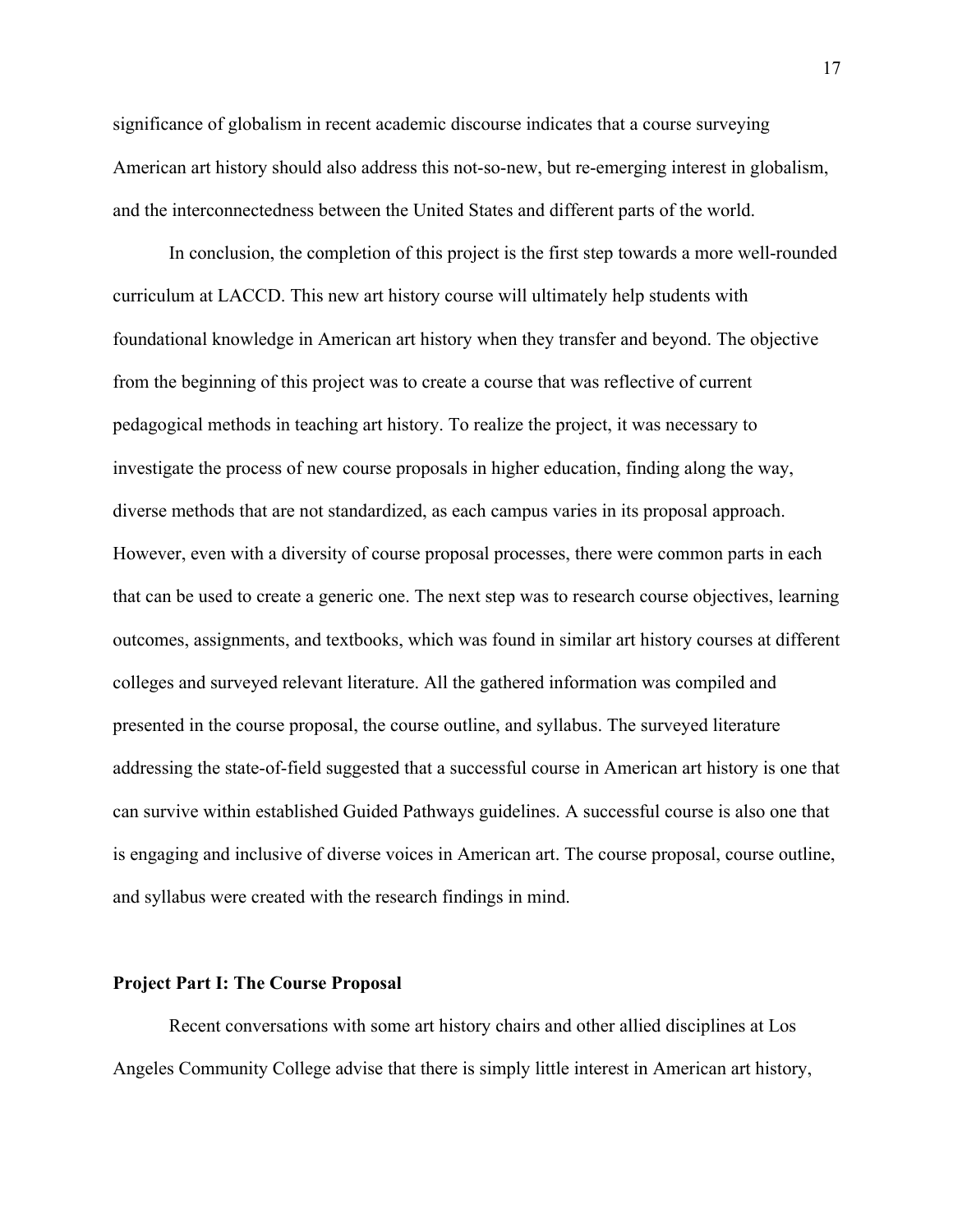significance of globalism in recent academic discourse indicates that a course surveying American art history should also address this not-so-new, but re-emerging interest in globalism, and the interconnectedness between the United States and different parts of the world.

In conclusion, the completion of this project is the first step towards a more well-rounded curriculum at LACCD. This new art history course will ultimately help students with foundational knowledge in American art history when they transfer and beyond. The objective from the beginning of this project was to create a course that was reflective of current pedagogical methods in teaching art history. To realize the project, it was necessary to investigate the process of new course proposals in higher education, finding along the way, diverse methods that are not standardized, as each campus varies in its proposal approach. However, even with a diversity of course proposal processes, there were common parts in each that can be used to create a generic one. The next step was to research course objectives, learning outcomes, assignments, and textbooks, which was found in similar art history courses at different colleges and surveyed relevant literature. All the gathered information was compiled and presented in the course proposal, the course outline, and syllabus. The surveyed literature addressing the state-of-field suggested that a successful course in American art history is one that can survive within established Guided Pathways guidelines. A successful course is also one that is engaging and inclusive of diverse voices in American art. The course proposal, course outline, and syllabus were created with the research findings in mind.

**Project Part I: The Course Proposal**

Recent conversations with some art history chairs and other allied disciplines at Los Angeles Community College advise that there is simply little interest in American art history,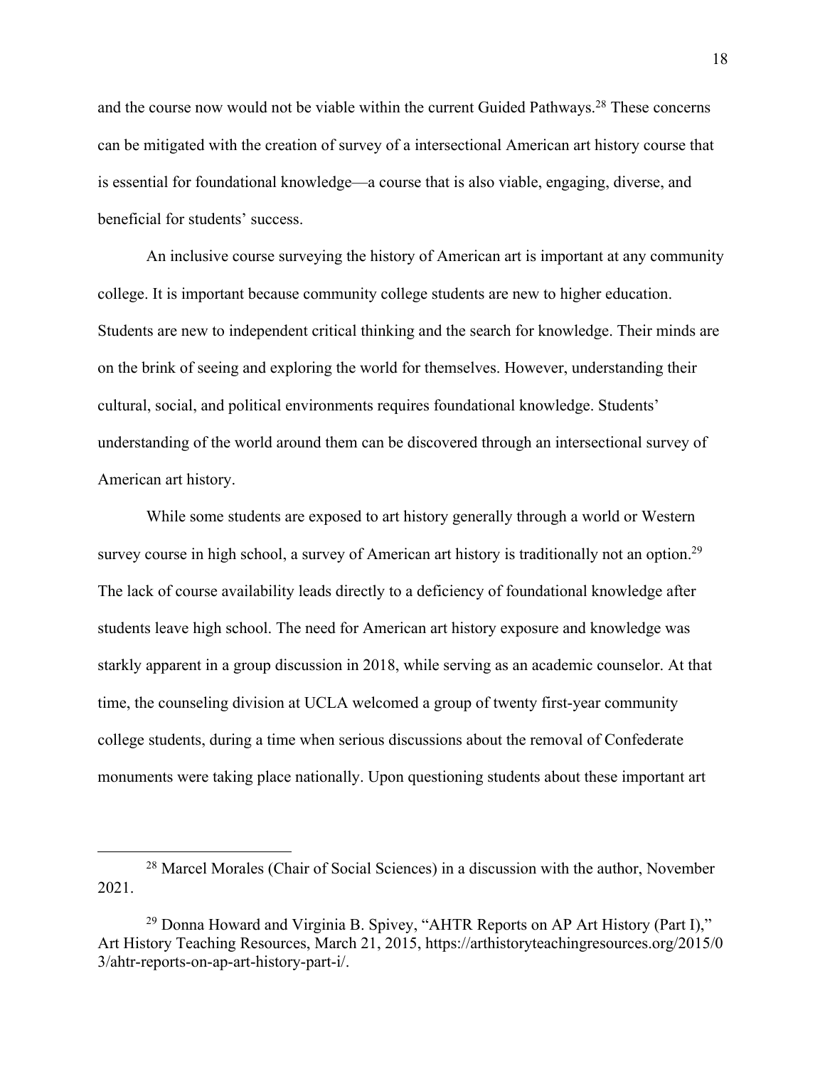and the course now would not be viable within the current Guided Pathways.[28] These concerns can be mitigated with the creation of survey of a intersectional American art history course that is essential for foundational knowledge—a course that is also viable, engaging, diverse, and beneficial for students' success.

An inclusive course surveying the history of American art is important at any community college. It is important because community college students are new to higher education. Students are new to independent critical thinking and the search for knowledge. Their minds are on the brink of seeing and exploring the world for themselves. However, understanding their cultural, social, and political environments requires foundational knowledge. Students' understanding of the world around them can be discovered through an intersectional survey of American art history.

While some students are exposed to art history generally through a world or Western survey course in high school, a survey of American art history is traditionally not an option.[29] The lack of course availability leads directly to a deficiency of foundational knowledge after students leave high school. The need for American art history exposure and knowledge was starkly apparent in a group discussion in 2018, while serving as an academic counselor. At that time, the counseling division at UCLA welcomed a group of twenty first-year community college students, during a time when serious discussions about the removal of Confederate monuments were taking place nationally. Upon questioning students about these important art

---

[28] Marcel Morales (Chair of Social Sciences) in a discussion with the author, November 2021.

[29] Donna Howard and Virginia B. Spivey, "AHTR Reports on AP Art History (Part I)," Art History Teaching Resources, March 21, 2015, https://arthistoryteachingresources.org/2015/03/ahtr-reports-on-ap-art-history-part-i/.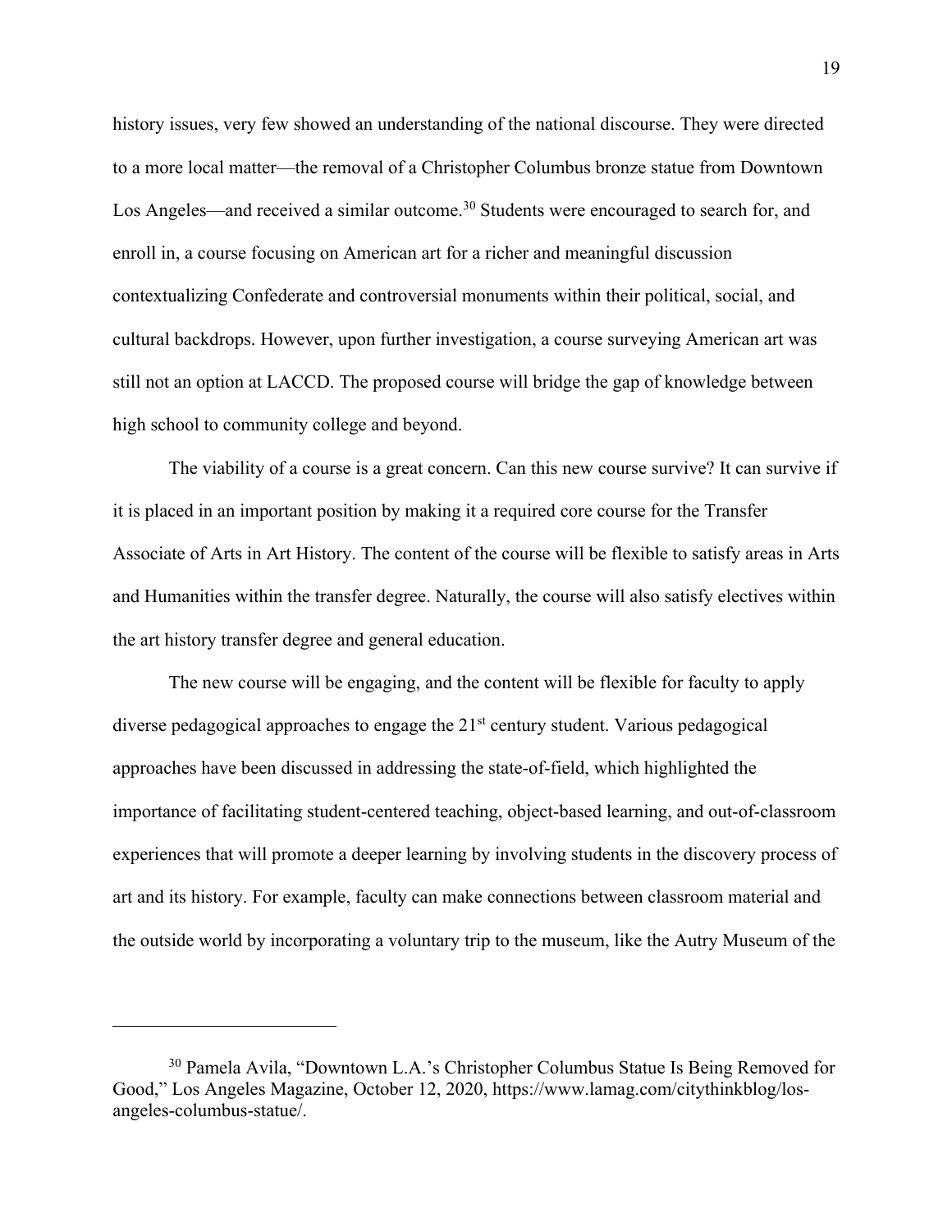history issues, very few showed an understanding of the national discourse. They were directed to a more local matter—the removal of a Christopher Columbus bronze statue from Downtown Los Angeles—and received a similar outcome.[30] Students were encouraged to search for, and enroll in, a course focusing on American art for a richer and meaningful discussion contextualizing Confederate and controversial monuments within their political, social, and cultural backdrops. However, upon further investigation, a course surveying American art was still not an option at LACCD. The proposed course will bridge the gap of knowledge between high school to community college and beyond.

The viability of a course is a great concern. Can this new course survive? It can survive if it is placed in an important position by making it a required core course for the Transfer Associate of Arts in Art History. The content of the course will be flexible to satisfy areas in Arts and Humanities within the transfer degree. Naturally, the course will also satisfy electives within the art history transfer degree and general education.

The new course will be engaging, and the content will be flexible for faculty to apply diverse pedagogical approaches to engage the 21st century student. Various pedagogical approaches have been discussed in addressing the state-of-field, which highlighted the importance of facilitating student-centered teaching, object-based learning, and out-of-classroom experiences that will promote a deeper learning by involving students in the discovery process of art and its history. For example, faculty can make connections between classroom material and the outside world by incorporating a voluntary trip to the museum, like the Autry Museum of the

---

[30] Pamela Avila, "Downtown L.A.'s Christopher Columbus Statue Is Being Removed for Good," Los Angeles Magazine, October 12, 2020, https://www.lamag.com/citythinkblog/los-angeles-columbus-statue/.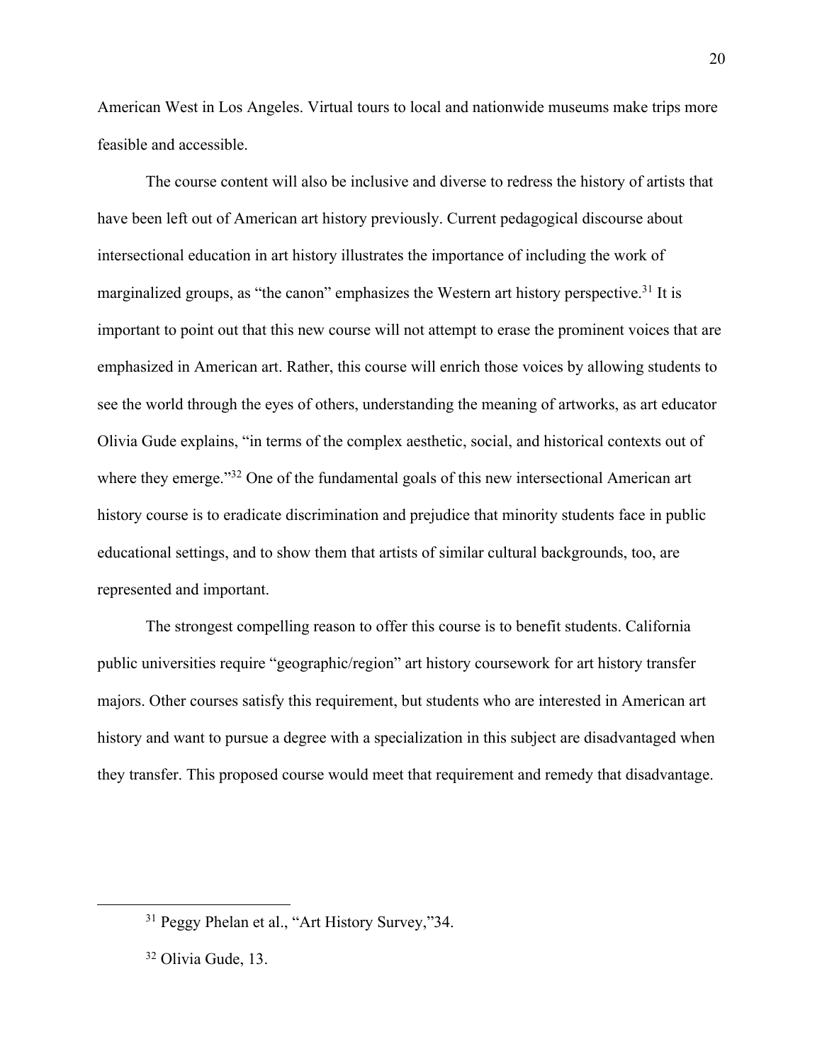American West in Los Angeles. Virtual tours to local and nationwide museums make trips more feasible and accessible.

The course content will also be inclusive and diverse to redress the history of artists that have been left out of American art history previously. Current pedagogical discourse about intersectional education in art history illustrates the importance of including the work of marginalized groups, as "the canon" emphasizes the Western art history perspective.[31] It is important to point out that this new course will not attempt to erase the prominent voices that are emphasized in American art. Rather, this course will enrich those voices by allowing students to see the world through the eyes of others, understanding the meaning of artworks, as art educator Olivia Gude explains, "in terms of the complex aesthetic, social, and historical contexts out of where they emerge."[32] One of the fundamental goals of this new intersectional American art history course is to eradicate discrimination and prejudice that minority students face in public educational settings, and to show them that artists of similar cultural backgrounds, too, are represented and important.

The strongest compelling reason to offer this course is to benefit students. California public universities require "geographic/region" art history coursework for art history transfer majors. Other courses satisfy this requirement, but students who are interested in American art history and want to pursue a degree with a specialization in this subject are disadvantaged when they transfer. This proposed course would meet that requirement and remedy that disadvantage.

---

[31] Peggy Phelan et al., "Art History Survey,"34.

[32] Olivia Gude, 13.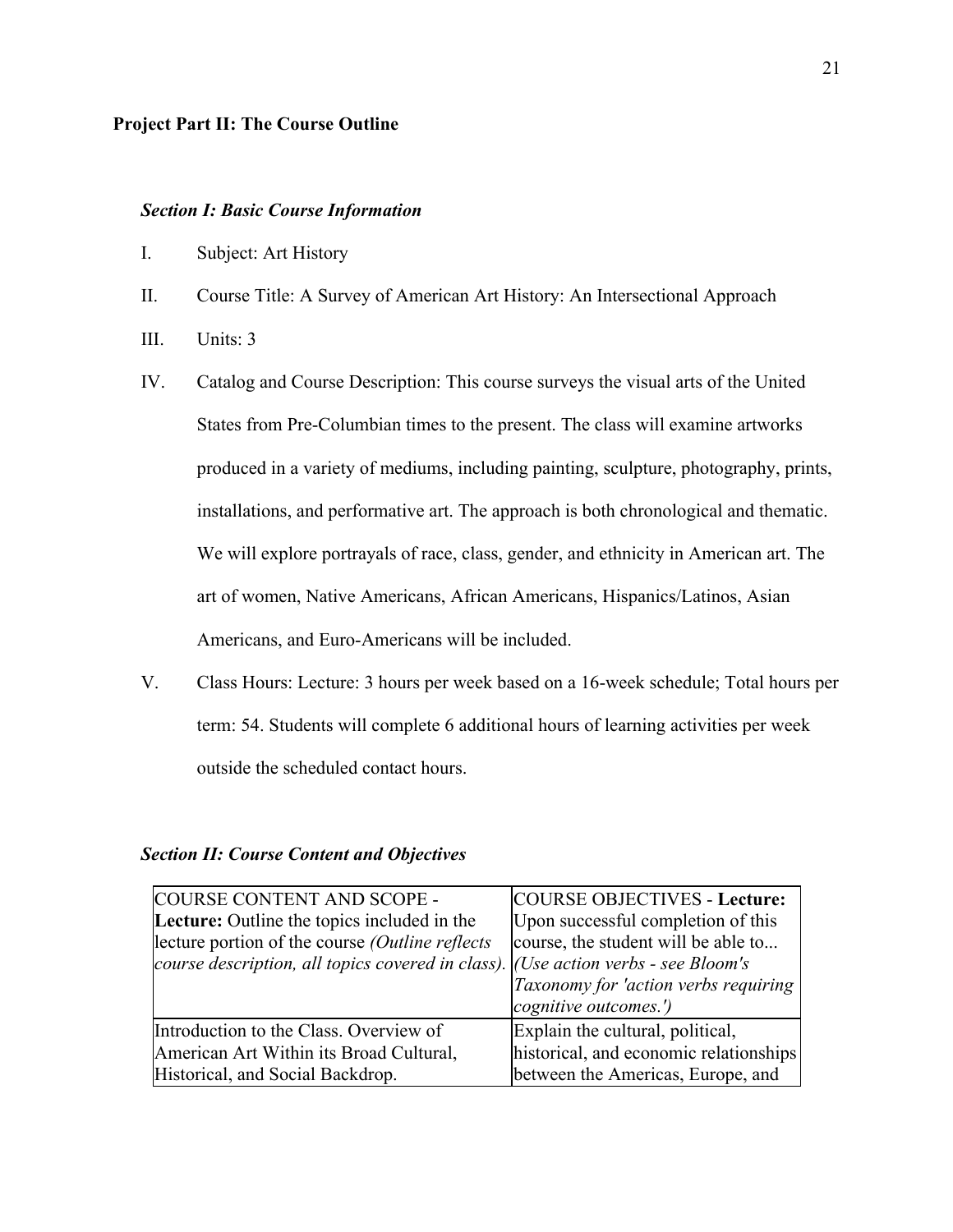**Project Part II: The Course Outline**

***Section I: Basic Course Information***

I. Subject: Art History

II. Course Title: A Survey of American Art History: An Intersectional Approach

III. Units: 3

IV. Catalog and Course Description: This course surveys the visual arts of the United States from Pre-Columbian times to the present. The class will examine artworks produced in a variety of mediums, including painting, sculpture, photography, prints, installations, and performative art. The approach is both chronological and thematic. We will explore portrayals of race, class, gender, and ethnicity in American art. The art of women, Native Americans, African Americans, Hispanics/Latinos, Asian Americans, and Euro-Americans will be included.

V. Class Hours: Lecture: 3 hours per week based on a 16-week schedule; Total hours per term: 54. Students will complete 6 additional hours of learning activities per week outside the scheduled contact hours.

***Section II: Course Content and Objectives***

| COURSE CONTENT AND SCOPE - **Lecture:** Outline the topics included in the lecture portion of the course *(Outline reflects course description, all topics covered in class).* | COURSE OBJECTIVES - **Lecture:** Upon successful completion of this course, the student will be able to... *(Use action verbs - see Bloom's Taxonomy for 'action verbs requiring cognitive outcomes.')* |
|---|---|
| Introduction to the Class. Overview of American Art Within its Broad Cultural, Historical, and Social Backdrop. | Explain the cultural, political, historical, and economic relationships between the Americas, Europe, and |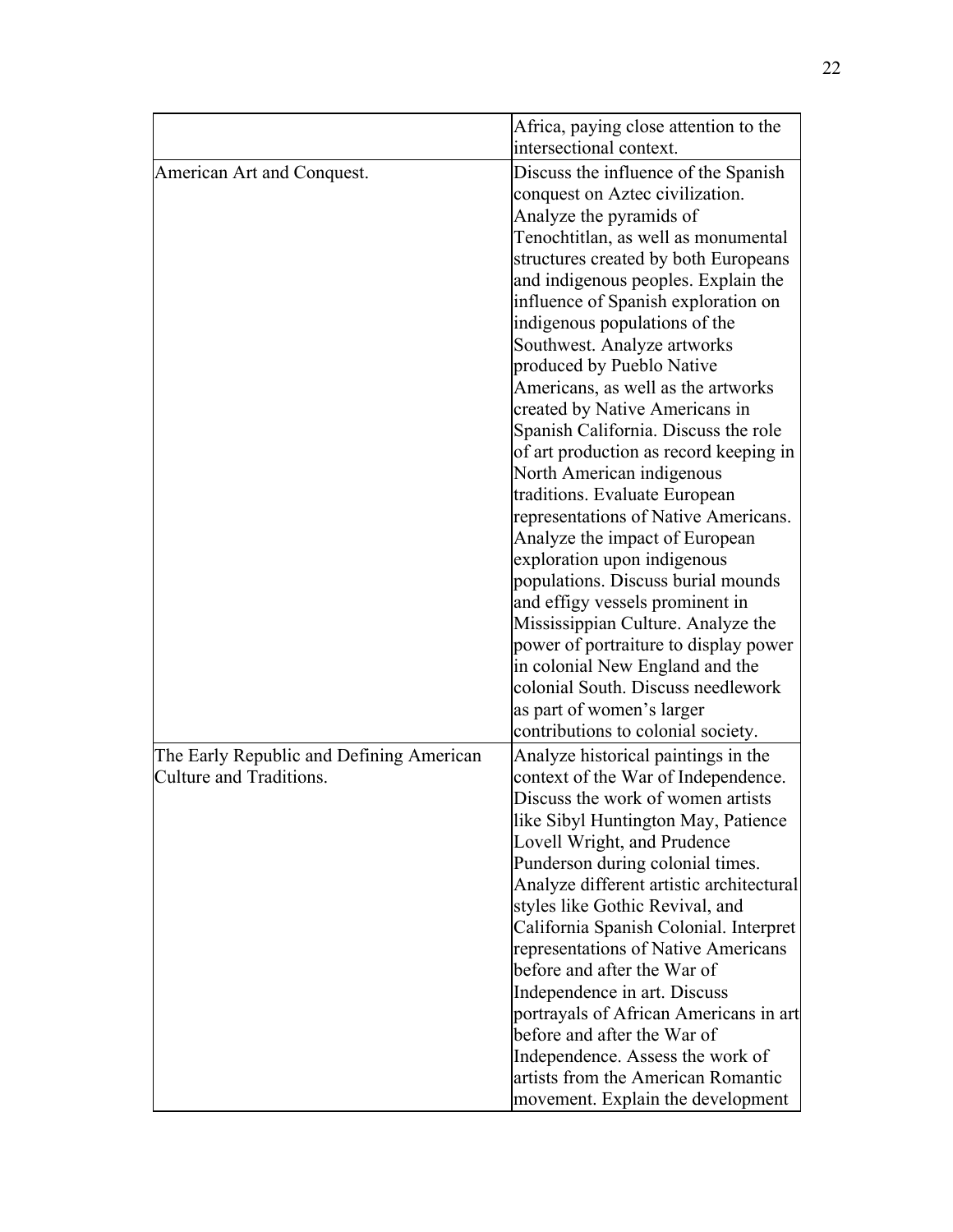| | |
|---|---|
| | Africa, paying close attention to the intersectional context. |
| American Art and Conquest. | Discuss the influence of the Spanish conquest on Aztec civilization. Analyze the pyramids of Tenochtitlan, as well as monumental structures created by both Europeans and indigenous peoples. Explain the influence of Spanish exploration on indigenous populations of the Southwest. Analyze artworks produced by Pueblo Native Americans, as well as the artworks created by Native Americans in Spanish California. Discuss the role of art production as record keeping in North American indigenous traditions. Evaluate European representations of Native Americans. Analyze the impact of European exploration upon indigenous populations. Discuss burial mounds and effigy vessels prominent in Mississippian Culture. Analyze the power of portraiture to display power in colonial New England and the colonial South. Discuss needlework as part of women's larger contributions to colonial society. |
| The Early Republic and Defining American Culture and Traditions. | Analyze historical paintings in the context of the War of Independence. Discuss the work of women artists like Sibyl Huntington May, Patience Lovell Wright, and Prudence Punderson during colonial times. Analyze different artistic architectural styles like Gothic Revival, and California Spanish Colonial. Interpret representations of Native Americans before and after the War of Independence in art. Discuss portrayals of African Americans in art before and after the War of Independence. Assess the work of artists from the American Romantic movement. Explain the development |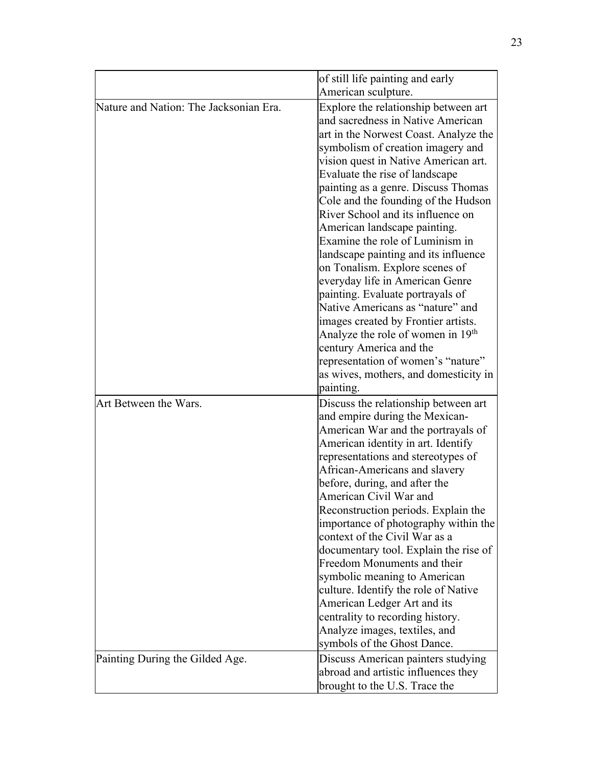| | |
|---|---|
| | of still life painting and early American sculpture. |
| Nature and Nation: The Jacksonian Era. | Explore the relationship between art and sacredness in Native American art in the Norwest Coast. Analyze the symbolism of creation imagery and vision quest in Native American art. Evaluate the rise of landscape painting as a genre. Discuss Thomas Cole and the founding of the Hudson River School and its influence on American landscape painting. Examine the role of Luminism in landscape painting and its influence on Tonalism. Explore scenes of everyday life in American Genre painting. Evaluate portrayals of Native Americans as "nature" and images created by Frontier artists. Analyze the role of women in 19th century America and the representation of women's "nature" as wives, mothers, and domesticity in painting. |
| Art Between the Wars. | Discuss the relationship between art and empire during the Mexican-American War and the portrayals of American identity in art. Identify representations and stereotypes of African-Americans and slavery before, during, and after the American Civil War and Reconstruction periods. Explain the importance of photography within the context of the Civil War as a documentary tool. Explain the rise of Freedom Monuments and their symbolic meaning to American culture. Identify the role of Native American Ledger Art and its centrality to recording history. Analyze images, textiles, and symbols of the Ghost Dance. |
| Painting During the Gilded Age. | Discuss American painters studying abroad and artistic influences they brought to the U.S. Trace the |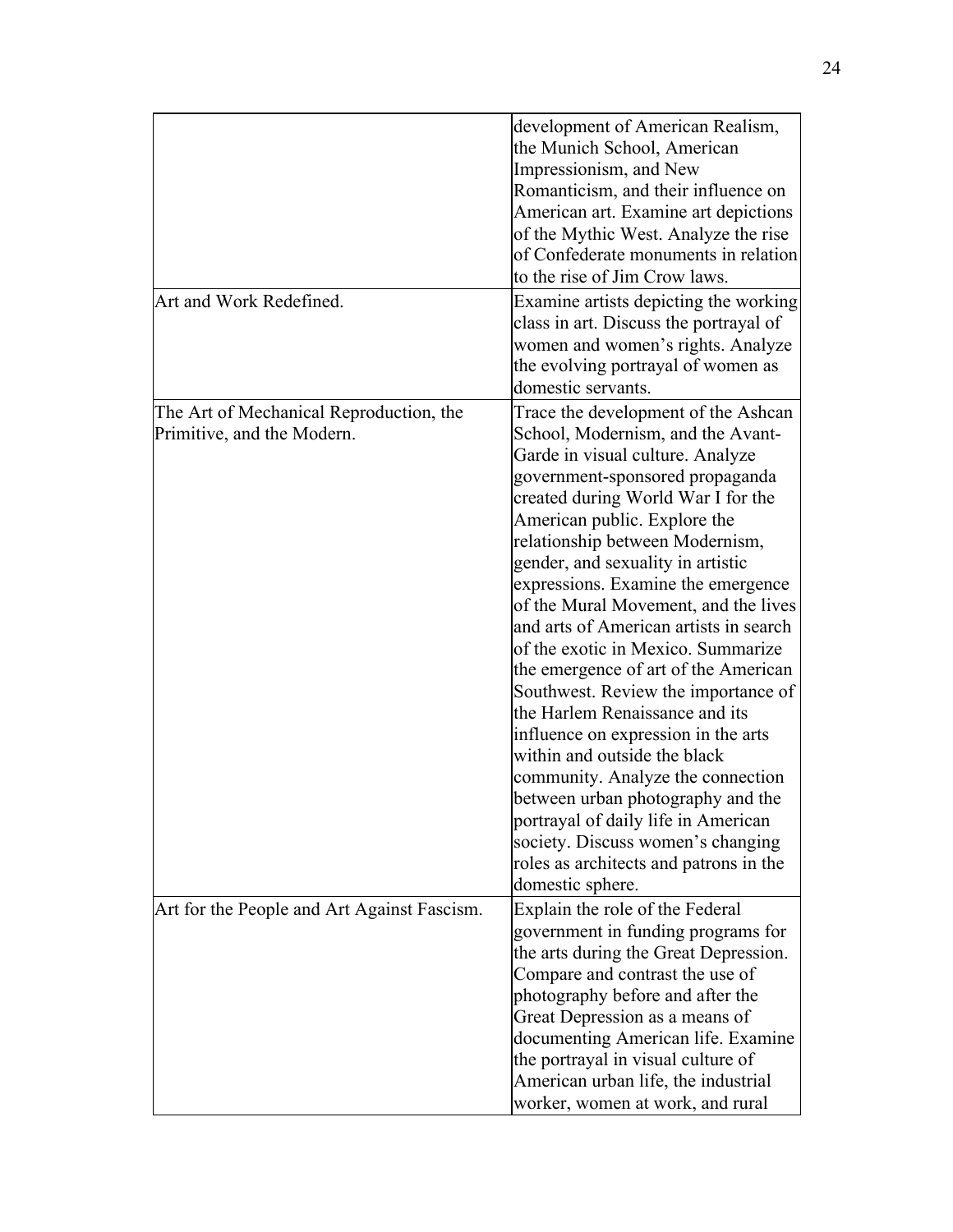| | |
|---|---|
| | development of American Realism, the Munich School, American Impressionism, and New Romanticism, and their influence on American art. Examine art depictions of the Mythic West. Analyze the rise of Confederate monuments in relation to the rise of Jim Crow laws. |
| Art and Work Redefined. | Examine artists depicting the working class in art. Discuss the portrayal of women and women's rights. Analyze the evolving portrayal of women as domestic servants. |
| The Art of Mechanical Reproduction, the Primitive, and the Modern. | Trace the development of the Ashcan School, Modernism, and the Avant-Garde in visual culture. Analyze government-sponsored propaganda created during World War I for the American public. Explore the relationship between Modernism, gender, and sexuality in artistic expressions. Examine the emergence of the Mural Movement, and the lives and arts of American artists in search of the exotic in Mexico. Summarize the emergence of art of the American Southwest. Review the importance of the Harlem Renaissance and its influence on expression in the arts within and outside the black community. Analyze the connection between urban photography and the portrayal of daily life in American society. Discuss women's changing roles as architects and patrons in the domestic sphere. |
| Art for the People and Art Against Fascism. | Explain the role of the Federal government in funding programs for the arts during the Great Depression. Compare and contrast the use of photography before and after the Great Depression as a means of documenting American life. Examine the portrayal in visual culture of American urban life, the industrial worker, women at work, and rural |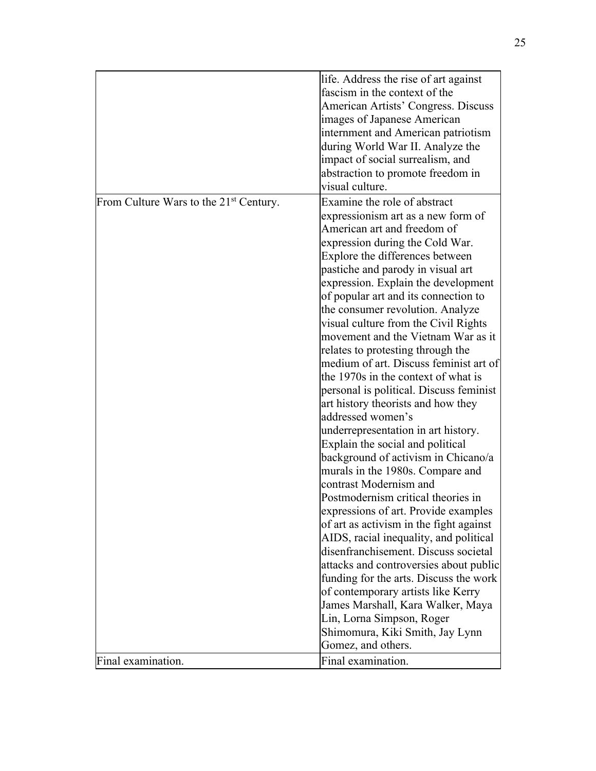| | |
|---|---|
| | life. Address the rise of art against fascism in the context of the American Artists' Congress. Discuss images of Japanese American internment and American patriotism during World War II. Analyze the impact of social surrealism, and abstraction to promote freedom in visual culture. |
| From Culture Wars to the 21st Century. | Examine the role of abstract expressionism art as a new form of American art and freedom of expression during the Cold War. Explore the differences between pastiche and parody in visual art expression. Explain the development of popular art and its connection to the consumer revolution. Analyze visual culture from the Civil Rights movement and the Vietnam War as it relates to protesting through the medium of art. Discuss feminist art of the 1970s in the context of what is personal is political. Discuss feminist art history theorists and how they addressed women's underrepresentation in art history. Explain the social and political background of activism in Chicano/a murals in the 1980s. Compare and contrast Modernism and Postmodernism critical theories in expressions of art. Provide examples of art as activism in the fight against AIDS, racial inequality, and political disenfranchisement. Discuss societal attacks and controversies about public funding for the arts. Discuss the work of contemporary artists like Kerry James Marshall, Kara Walker, Maya Lin, Lorna Simpson, Roger Shimomura, Kiki Smith, Jay Lynn Gomez, and others. |
| Final examination. | Final examination. |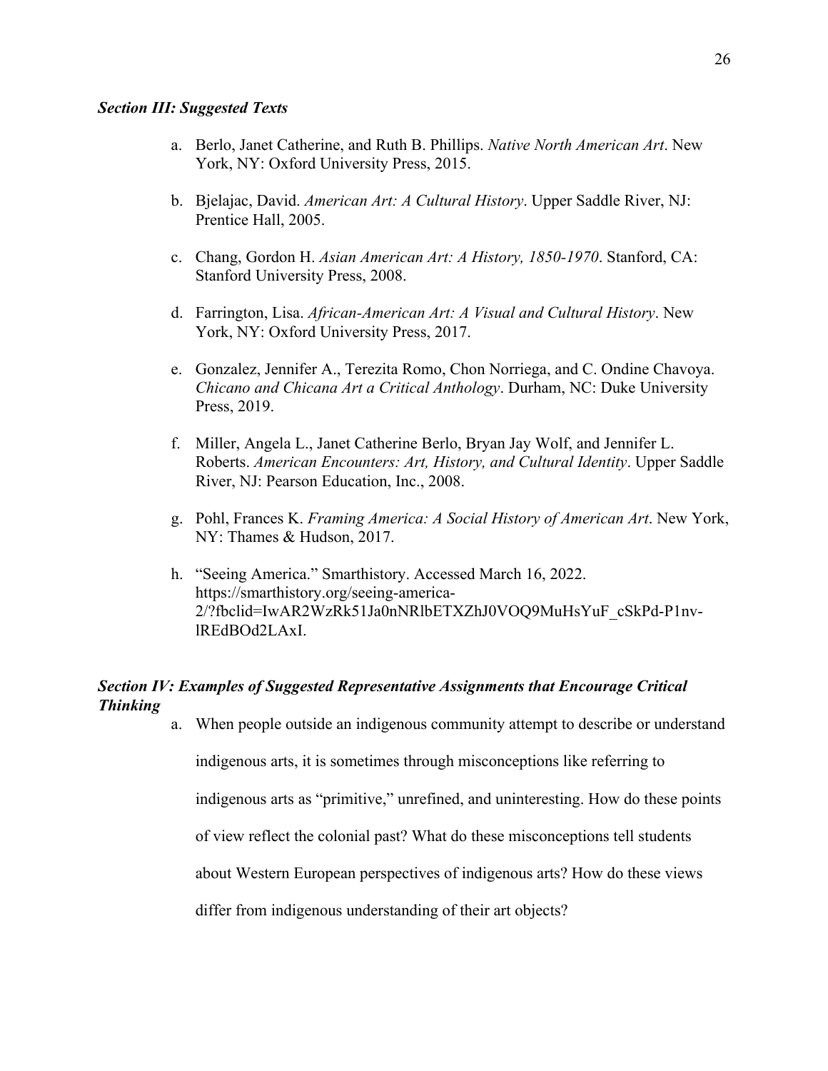***Section III: Suggested Texts***

a. Berlo, Janet Catherine, and Ruth B. Phillips. *Native North American Art*. New York, NY: Oxford University Press, 2015.

b. Bjelajac, David. *American Art: A Cultural History*. Upper Saddle River, NJ: Prentice Hall, 2005.

c. Chang, Gordon H. *Asian American Art: A History, 1850-1970*. Stanford, CA: Stanford University Press, 2008.

d. Farrington, Lisa. *African-American Art: A Visual and Cultural History*. New York, NY: Oxford University Press, 2017.

e. Gonzalez, Jennifer A., Terezita Romo, Chon Norriega, and C. Ondine Chavoya. *Chicano and Chicana Art a Critical Anthology*. Durham, NC: Duke University Press, 2019.

f. Miller, Angela L., Janet Catherine Berlo, Bryan Jay Wolf, and Jennifer L. Roberts. *American Encounters: Art, History, and Cultural Identity*. Upper Saddle River, NJ: Pearson Education, Inc., 2008.

g. Pohl, Frances K. *Framing America: A Social History of American Art*. New York, NY: Thames & Hudson, 2017.

h. "Seeing America." Smarthistory. Accessed March 16, 2022. https://smarthistory.org/seeing-america-2/?fbclid=IwAR2WzRk51Ja0nNRlbETXZhJ0VOQ9MuHsYuF_cSkPd-P1nv-lREdBOd2LAxI.

***Section IV: Examples of Suggested Representative Assignments that Encourage Critical Thinking***

a. When people outside an indigenous community attempt to describe or understand indigenous arts, it is sometimes through misconceptions like referring to indigenous arts as "primitive," unrefined, and uninteresting. How do these points of view reflect the colonial past? What do these misconceptions tell students about Western European perspectives of indigenous arts? How do these views differ from indigenous understanding of their art objects?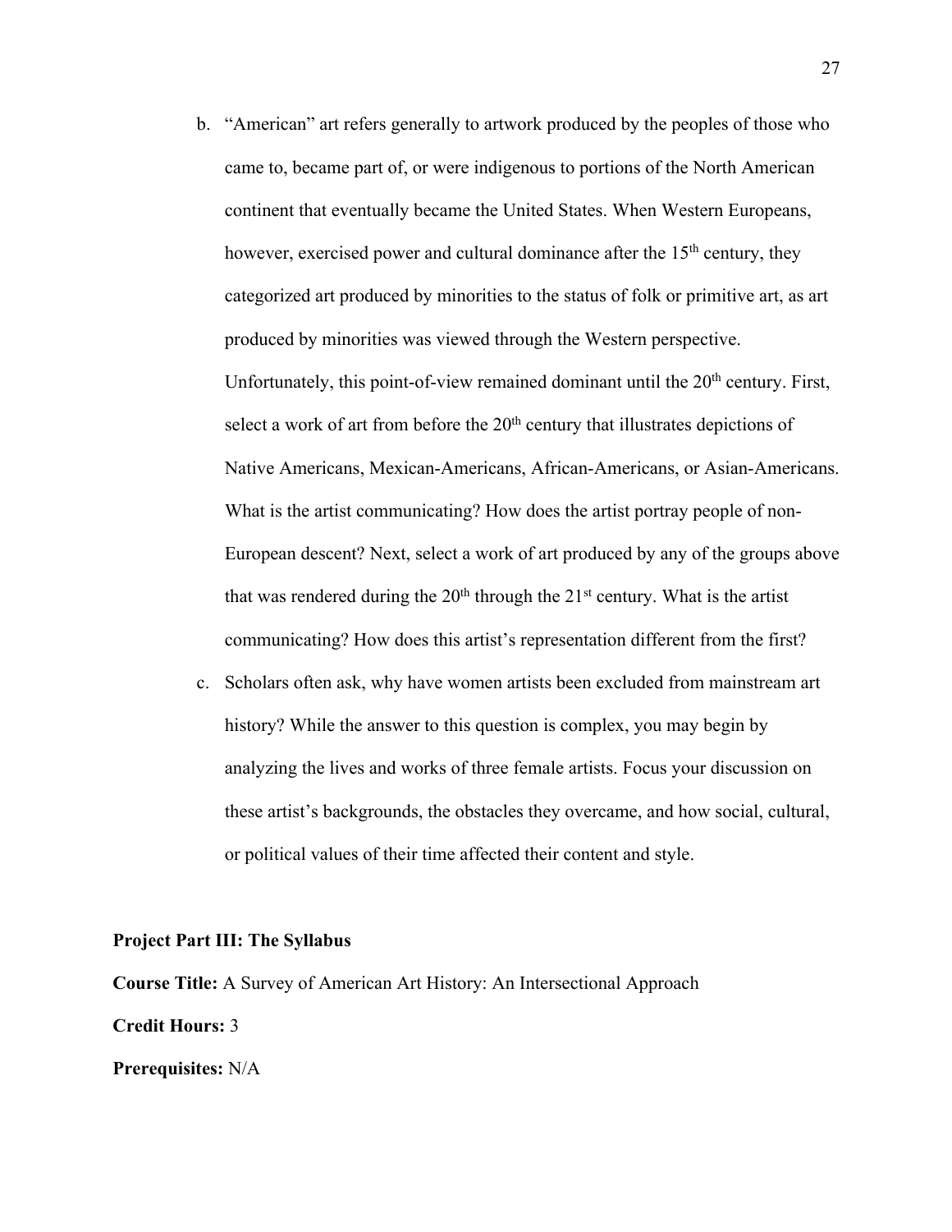b. "American" art refers generally to artwork produced by the peoples of those who came to, became part of, or were indigenous to portions of the North American continent that eventually became the United States. When Western Europeans, however, exercised power and cultural dominance after the 15th century, they categorized art produced by minorities to the status of folk or primitive art, as art produced by minorities was viewed through the Western perspective. Unfortunately, this point-of-view remained dominant until the 20th century. First, select a work of art from before the 20th century that illustrates depictions of Native Americans, Mexican-Americans, African-Americans, or Asian-Americans. What is the artist communicating? How does the artist portray people of non-European descent? Next, select a work of art produced by any of the groups above that was rendered during the 20th through the 21st century. What is the artist communicating? How does this artist's representation different from the first?

c. Scholars often ask, why have women artists been excluded from mainstream art history? While the answer to this question is complex, you may begin by analyzing the lives and works of three female artists. Focus your discussion on these artist's backgrounds, the obstacles they overcame, and how social, cultural, or political values of their time affected their content and style.

**Project Part III: The Syllabus**

**Course Title:** A Survey of American Art History: An Intersectional Approach

**Credit Hours:** 3

**Prerequisites:** N/A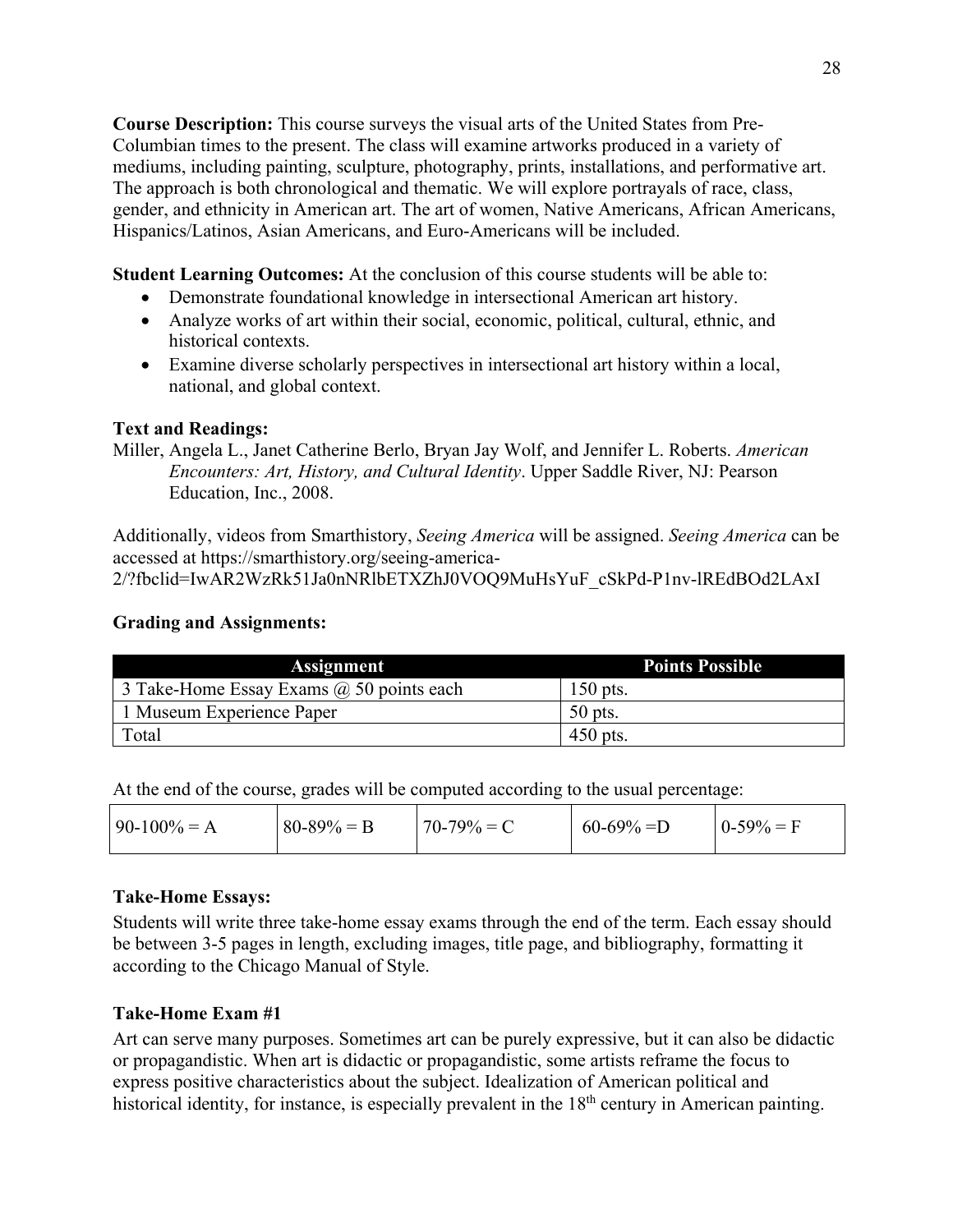**Course Description:** This course surveys the visual arts of the United States from Pre-Columbian times to the present. The class will examine artworks produced in a variety of mediums, including painting, sculpture, photography, prints, installations, and performative art. The approach is both chronological and thematic. We will explore portrayals of race, class, gender, and ethnicity in American art. The art of women, Native Americans, African Americans, Hispanics/Latinos, Asian Americans, and Euro-Americans will be included.

**Student Learning Outcomes:** At the conclusion of this course students will be able to:

- Demonstrate foundational knowledge in intersectional American art history.
- Analyze works of art within their social, economic, political, cultural, ethnic, and historical contexts.
- Examine diverse scholarly perspectives in intersectional art history within a local, national, and global context.

**Text and Readings:**

Miller, Angela L., Janet Catherine Berlo, Bryan Jay Wolf, and Jennifer L. Roberts. *American Encounters: Art, History, and Cultural Identity*. Upper Saddle River, NJ: Pearson Education, Inc., 2008.

Additionally, videos from Smarthistory, *Seeing America* will be assigned. *Seeing America* can be accessed at https://smarthistory.org/seeing-america-2/?fbclid=IwAR2WzRk51Ja0nNRlbETXZhJ0VOQ9MuHsYuF_cSkPd-P1nv-lREdBOd2LAxI

**Grading and Assignments:**

| Assignment | Points Possible |
|---|---|
| 3 Take-Home Essay Exams @ 50 points each | 150 pts. |
| 1 Museum Experience Paper | 50 pts. |
| Total | 450 pts. |

At the end of the course, grades will be computed according to the usual percentage:

| 90-100% = A | 80-89% = B | 70-79% = C | 60-69% =D | 0-59% = F |
|---|---|---|---|---|

**Take-Home Essays:**

Students will write three take-home essay exams through the end of the term. Each essay should be between 3-5 pages in length, excluding images, title page, and bibliography, formatting it according to the Chicago Manual of Style.

**Take-Home Exam #1**

Art can serve many purposes. Sometimes art can be purely expressive, but it can also be didactic or propagandistic. When art is didactic or propagandistic, some artists reframe the focus to express positive characteristics about the subject. Idealization of American political and historical identity, for instance, is especially prevalent in the 18th century in American painting.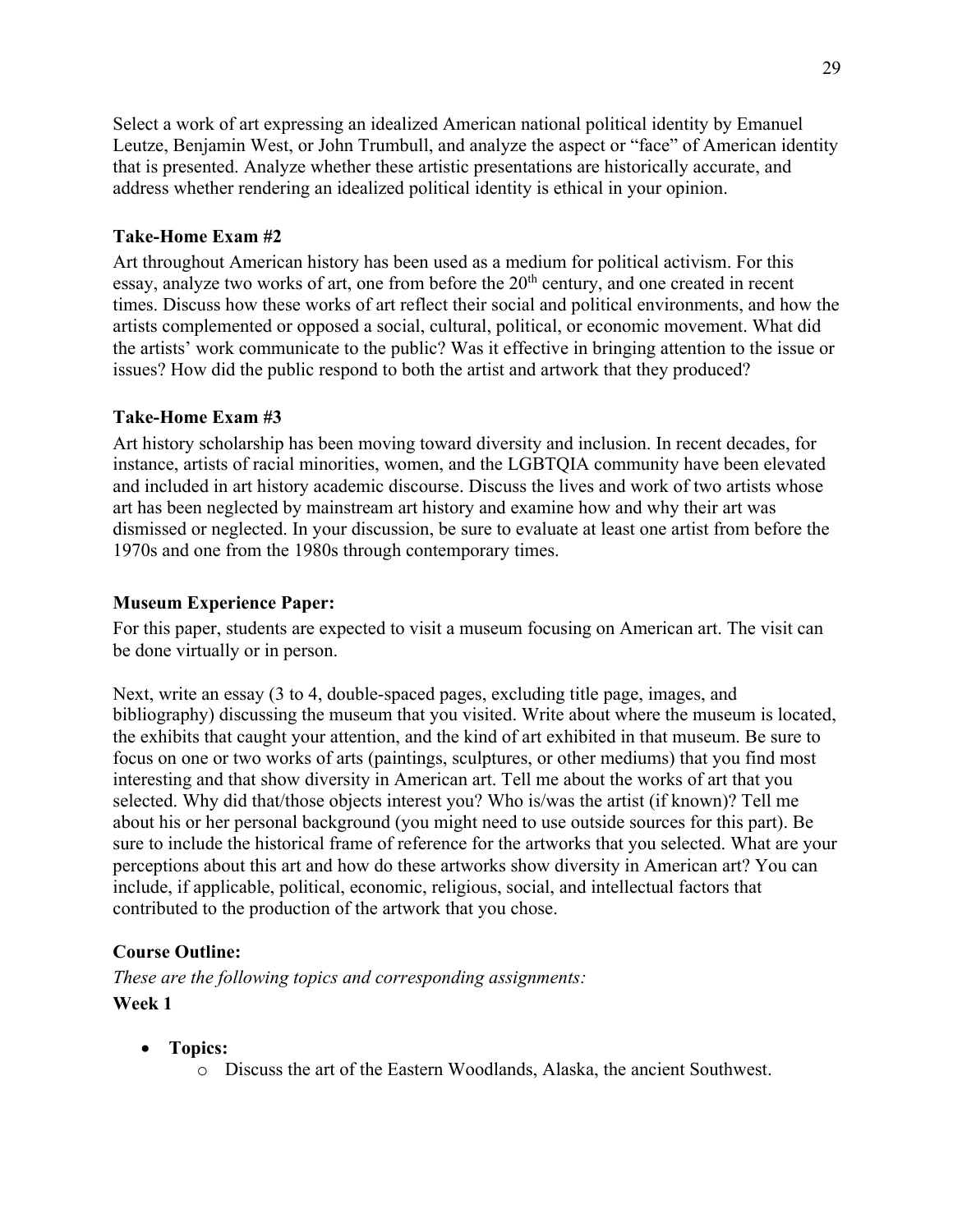Select a work of art expressing an idealized American national political identity by Emanuel Leutze, Benjamin West, or John Trumbull, and analyze the aspect or "face" of American identity that is presented. Analyze whether these artistic presentations are historically accurate, and address whether rendering an idealized political identity is ethical in your opinion.

**Take-Home Exam #2**

Art throughout American history has been used as a medium for political activism. For this essay, analyze two works of art, one from before the 20th century, and one created in recent times. Discuss how these works of art reflect their social and political environments, and how the artists complemented or opposed a social, cultural, political, or economic movement. What did the artists' work communicate to the public? Was it effective in bringing attention to the issue or issues? How did the public respond to both the artist and artwork that they produced?

**Take-Home Exam #3**

Art history scholarship has been moving toward diversity and inclusion. In recent decades, for instance, artists of racial minorities, women, and the LGBTQIA community have been elevated and included in art history academic discourse. Discuss the lives and work of two artists whose art has been neglected by mainstream art history and examine how and why their art was dismissed or neglected. In your discussion, be sure to evaluate at least one artist from before the 1970s and one from the 1980s through contemporary times.

**Museum Experience Paper:**

For this paper, students are expected to visit a museum focusing on American art. The visit can be done virtually or in person.

Next, write an essay (3 to 4, double-spaced pages, excluding title page, images, and bibliography) discussing the museum that you visited. Write about where the museum is located, the exhibits that caught your attention, and the kind of art exhibited in that museum. Be sure to focus on one or two works of arts (paintings, sculptures, or other mediums) that you find most interesting and that show diversity in American art. Tell me about the works of art that you selected. Why did that/those objects interest you? Who is/was the artist (if known)? Tell me about his or her personal background (you might need to use outside sources for this part). Be sure to include the historical frame of reference for the artworks that you selected. What are your perceptions about this art and how do these artworks show diversity in American art? You can include, if applicable, political, economic, religious, social, and intellectual factors that contributed to the production of the artwork that you chose.

**Course Outline:**

*These are the following topics and corresponding assignments:*

**Week 1**

- **Topics:**
  - Discuss the art of the Eastern Woodlands, Alaska, the ancient Southwest.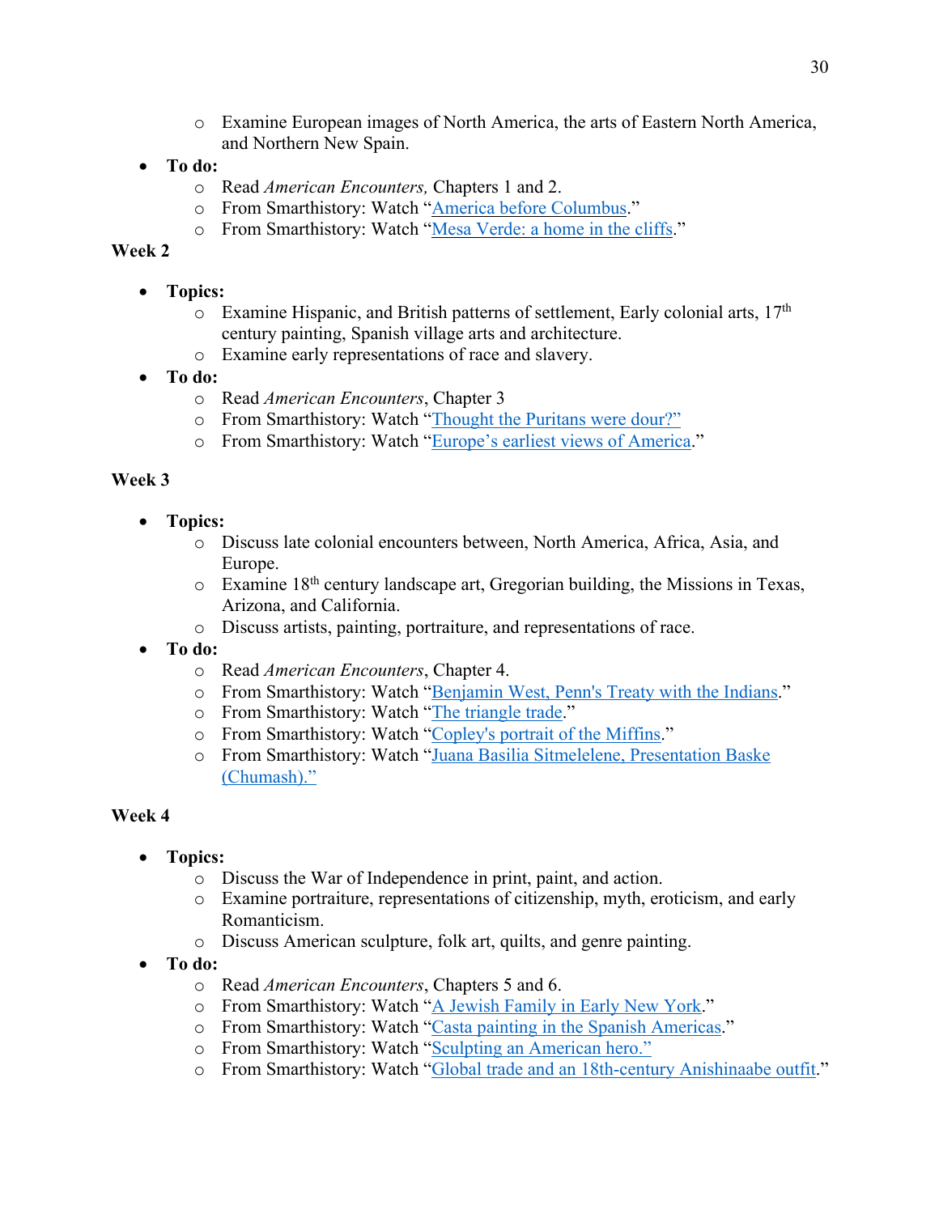- Examine European images of North America, the arts of Eastern North America, and Northern New Spain.
- **To do:**
  - Read *American Encounters,* Chapters 1 and 2.
  - From Smarthistory: Watch "America before Columbus."
  - From Smarthistory: Watch "Mesa Verde: a home in the cliffs."

**Week 2**

- **Topics:**
  - Examine Hispanic, and British patterns of settlement, Early colonial arts, 17th century painting, Spanish village arts and architecture.
  - Examine early representations of race and slavery.
- **To do:**
  - Read *American Encounters*, Chapter 3
  - From Smarthistory: Watch "Thought the Puritans were dour?"
  - From Smarthistory: Watch "Europe's earliest views of America."

**Week 3**

- **Topics:**
  - Discuss late colonial encounters between, North America, Africa, Asia, and Europe.
  - Examine 18th century landscape art, Gregorian building, the Missions in Texas, Arizona, and California.
  - Discuss artists, painting, portraiture, and representations of race.
- **To do:**
  - Read *American Encounters*, Chapter 4.
  - From Smarthistory: Watch "Benjamin West, Penn's Treaty with the Indians."
  - From Smarthistory: Watch "The triangle trade."
  - From Smarthistory: Watch "Copley's portrait of the Miffins."
  - From Smarthistory: Watch "Juana Basilia Sitmelelene, Presentation Baske (Chumash)."

**Week 4**

- **Topics:**
  - Discuss the War of Independence in print, paint, and action.
  - Examine portraiture, representations of citizenship, myth, eroticism, and early Romanticism.
  - Discuss American sculpture, folk art, quilts, and genre painting.
- **To do:**
  - Read *American Encounters*, Chapters 5 and 6.
  - From Smarthistory: Watch "A Jewish Family in Early New York."
  - From Smarthistory: Watch "Casta painting in the Spanish Americas."
  - From Smarthistory: Watch "Sculpting an American hero."
  - From Smarthistory: Watch "Global trade and an 18th-century Anishinaabe outfit."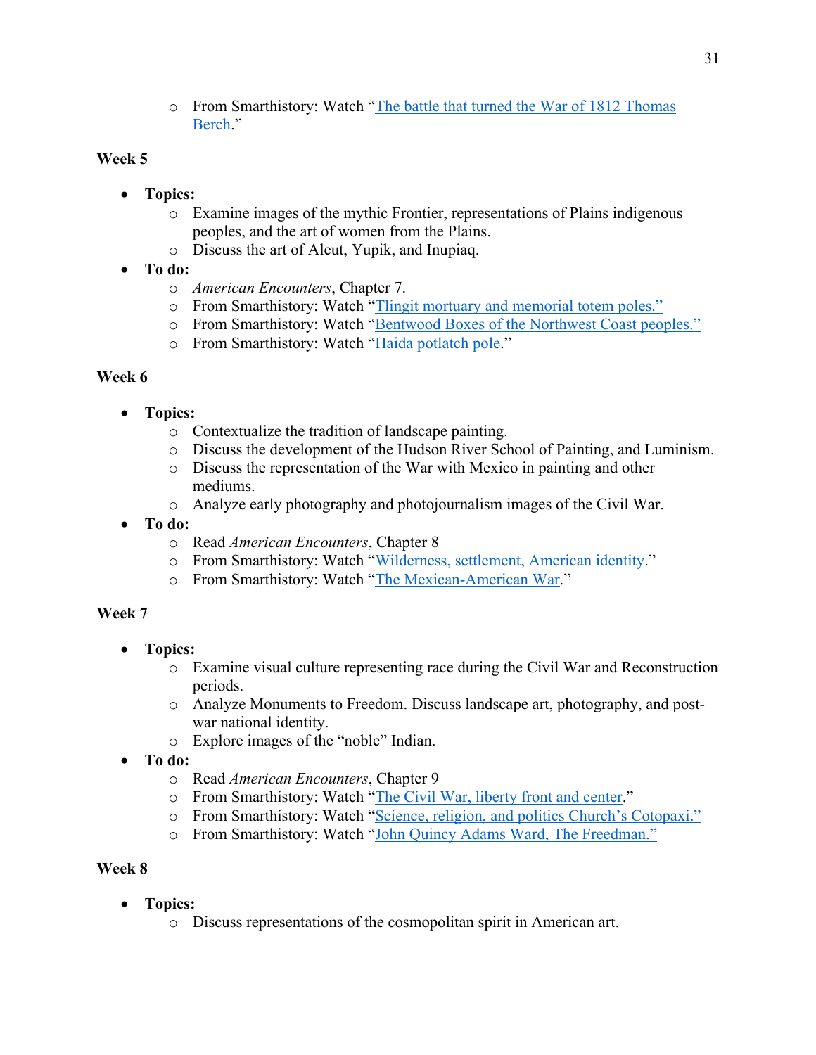- From Smarthistory: Watch "[The battle that turned the War of 1812 Thomas Berch]()."

**Week 5**

- **Topics:**
  - Examine images of the mythic Frontier, representations of Plains indigenous peoples, and the art of women from the Plains.
  - Discuss the art of Aleut, Yupik, and Inupiaq.
- **To do:**
  - *American Encounters*, Chapter 7.
  - From Smarthistory: Watch "[Tlingit mortuary and memorial totem poles.]()"
  - From Smarthistory: Watch "[Bentwood Boxes of the Northwest Coast peoples.]()"
  - From Smarthistory: Watch "[Haida potlatch pole]()."

**Week 6**

- **Topics:**
  - Contextualize the tradition of landscape painting.
  - Discuss the development of the Hudson River School of Painting, and Luminism.
  - Discuss the representation of the War with Mexico in painting and other mediums.
  - Analyze early photography and photojournalism images of the Civil War.
- **To do:**
  - Read *American Encounters*, Chapter 8
  - From Smarthistory: Watch "[Wilderness, settlement, American identity]()."
  - From Smarthistory: Watch "[The Mexican-American War]()."

**Week 7**

- **Topics:**
  - Examine visual culture representing race during the Civil War and Reconstruction periods.
  - Analyze Monuments to Freedom. Discuss landscape art, photography, and post-war national identity.
  - Explore images of the "noble" Indian.
- **To do:**
  - Read *American Encounters*, Chapter 9
  - From Smarthistory: Watch "[The Civil War, liberty front and center]()."
  - From Smarthistory: Watch "[Science, religion, and politics Church's Cotopaxi.]()"
  - From Smarthistory: Watch "[John Quincy Adams Ward, The Freedman.]()"

**Week 8**

- **Topics:**
  - Discuss representations of the cosmopolitan spirit in American art.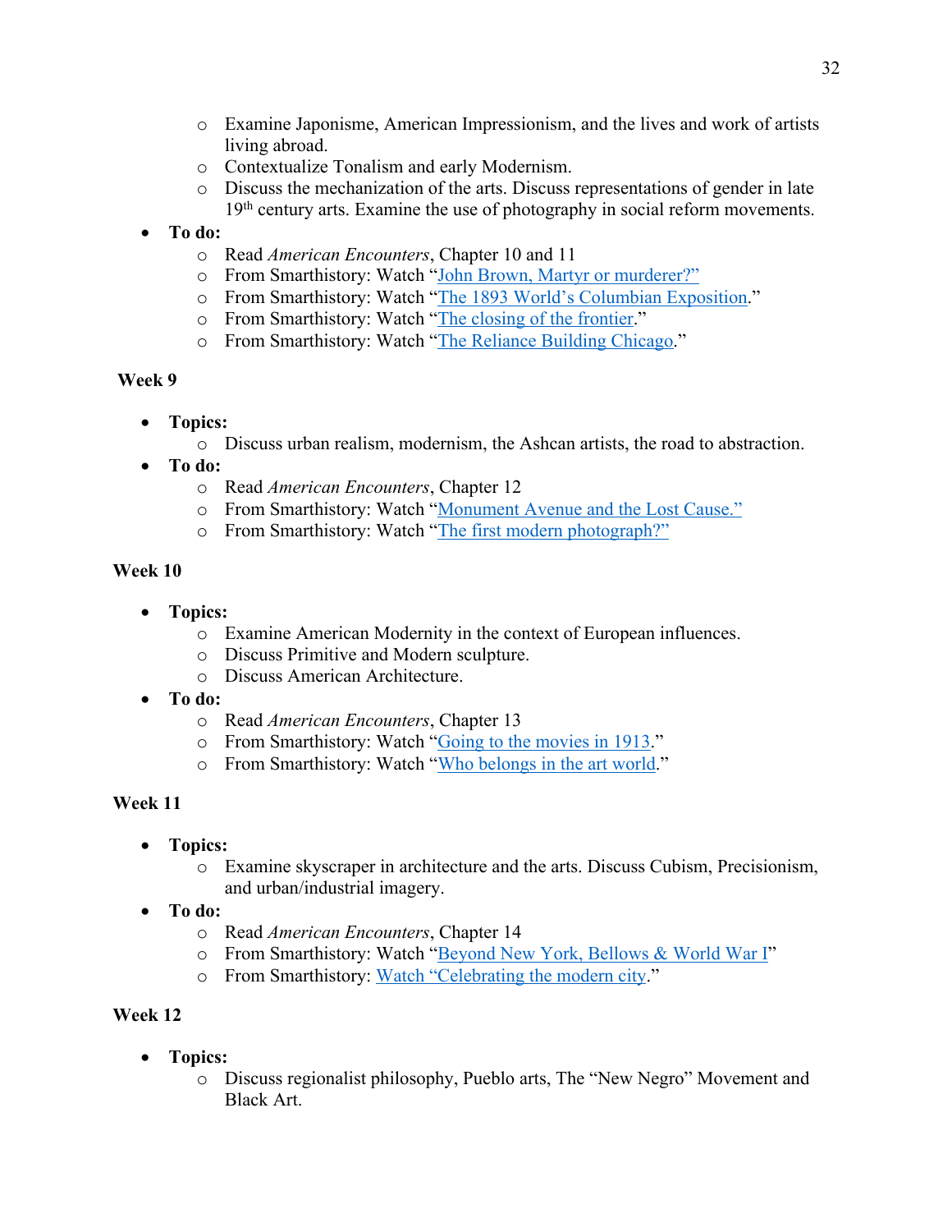- Examine Japonisme, American Impressionism, and the lives and work of artists living abroad.
  - Contextualize Tonalism and early Modernism.
  - Discuss the mechanization of the arts. Discuss representations of gender in late 19th century arts. Examine the use of photography in social reform movements.
- **To do:**
  - Read *American Encounters*, Chapter 10 and 11
  - From Smarthistory: Watch "John Brown, Martyr or murderer?"
  - From Smarthistory: Watch "The 1893 World's Columbian Exposition."
  - From Smarthistory: Watch "The closing of the frontier."
  - From Smarthistory: Watch "The Reliance Building Chicago."

**Week 9**

- **Topics:**
  - Discuss urban realism, modernism, the Ashcan artists, the road to abstraction.
- **To do:**
  - Read *American Encounters*, Chapter 12
  - From Smarthistory: Watch "Monument Avenue and the Lost Cause."
  - From Smarthistory: Watch "The first modern photograph?"

**Week 10**

- **Topics:**
  - Examine American Modernity in the context of European influences.
  - Discuss Primitive and Modern sculpture.
  - Discuss American Architecture.
- **To do:**
  - Read *American Encounters*, Chapter 13
  - From Smarthistory: Watch "Going to the movies in 1913."
  - From Smarthistory: Watch "Who belongs in the art world."

**Week 11**

- **Topics:**
  - Examine skyscraper in architecture and the arts. Discuss Cubism, Precisionism, and urban/industrial imagery.
- **To do:**
  - Read *American Encounters*, Chapter 14
  - From Smarthistory: Watch "Beyond New York, Bellows & World War I"
  - From Smarthistory: Watch "Celebrating the modern city."

**Week 12**

- **Topics:**
  - Discuss regionalist philosophy, Pueblo arts, The "New Negro" Movement and Black Art.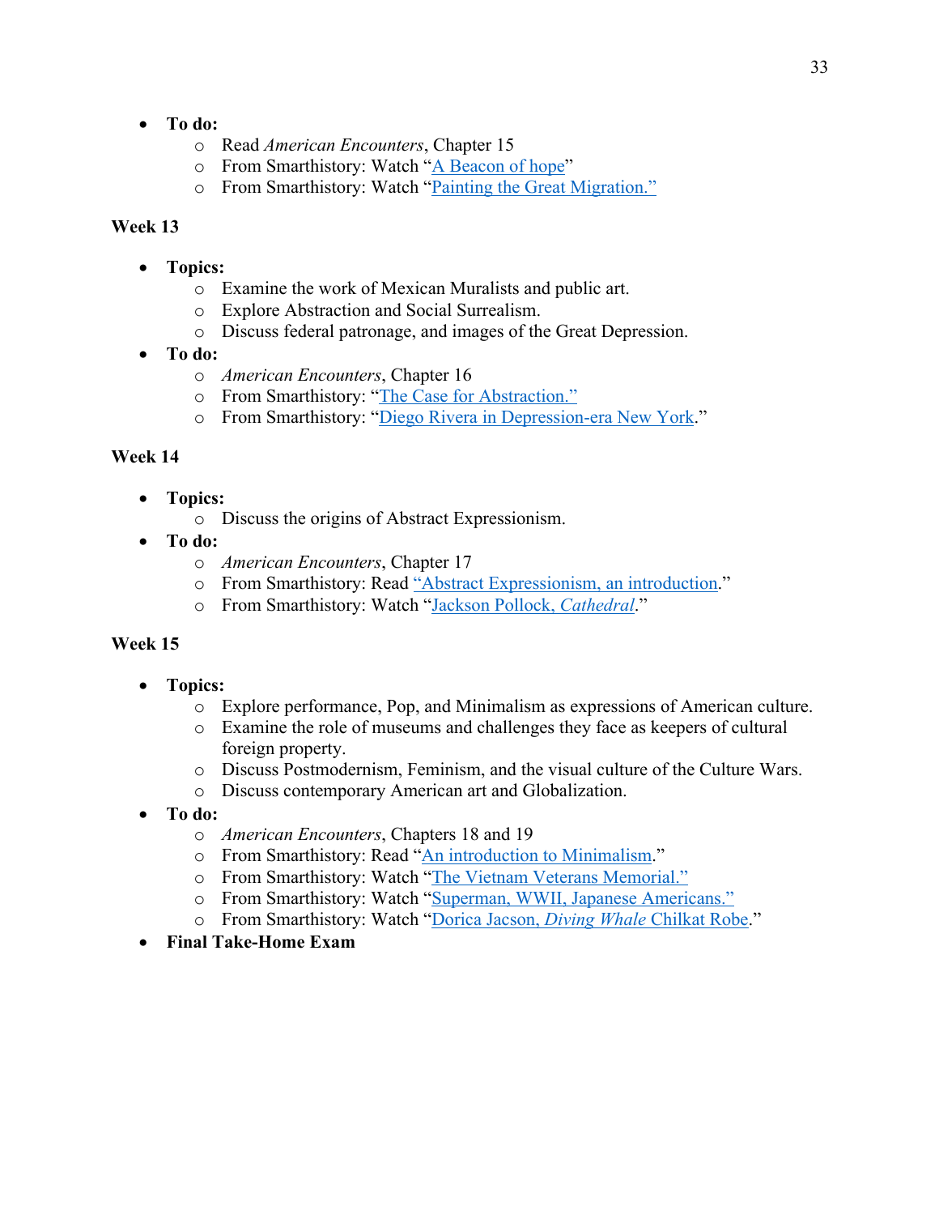- **To do:**
  - Read *American Encounters*, Chapter 15
  - From Smarthistory: Watch "A Beacon of hope"
  - From Smarthistory: Watch "Painting the Great Migration."

**Week 13**

- **Topics:**
  - Examine the work of Mexican Muralists and public art.
  - Explore Abstraction and Social Surrealism.
  - Discuss federal patronage, and images of the Great Depression.
- **To do:**
  - *American Encounters*, Chapter 16
  - From Smarthistory: "The Case for Abstraction."
  - From Smarthistory: "Diego Rivera in Depression-era New York."

**Week 14**

- **Topics:**
  - Discuss the origins of Abstract Expressionism.
- **To do:**
  - *American Encounters*, Chapter 17
  - From Smarthistory: Read "Abstract Expressionism, an introduction."
  - From Smarthistory: Watch "Jackson Pollock, *Cathedral*."

**Week 15**

- **Topics:**
  - Explore performance, Pop, and Minimalism as expressions of American culture.
  - Examine the role of museums and challenges they face as keepers of cultural foreign property.
  - Discuss Postmodernism, Feminism, and the visual culture of the Culture Wars.
  - Discuss contemporary American art and Globalization.
- **To do:**
  - *American Encounters*, Chapters 18 and 19
  - From Smarthistory: Read "An introduction to Minimalism."
  - From Smarthistory: Watch "The Vietnam Veterans Memorial."
  - From Smarthistory: Watch "Superman, WWII, Japanese Americans."
  - From Smarthistory: Watch "Dorica Jacson, *Diving Whale* Chilkat Robe."
- **Final Take-Home Exam**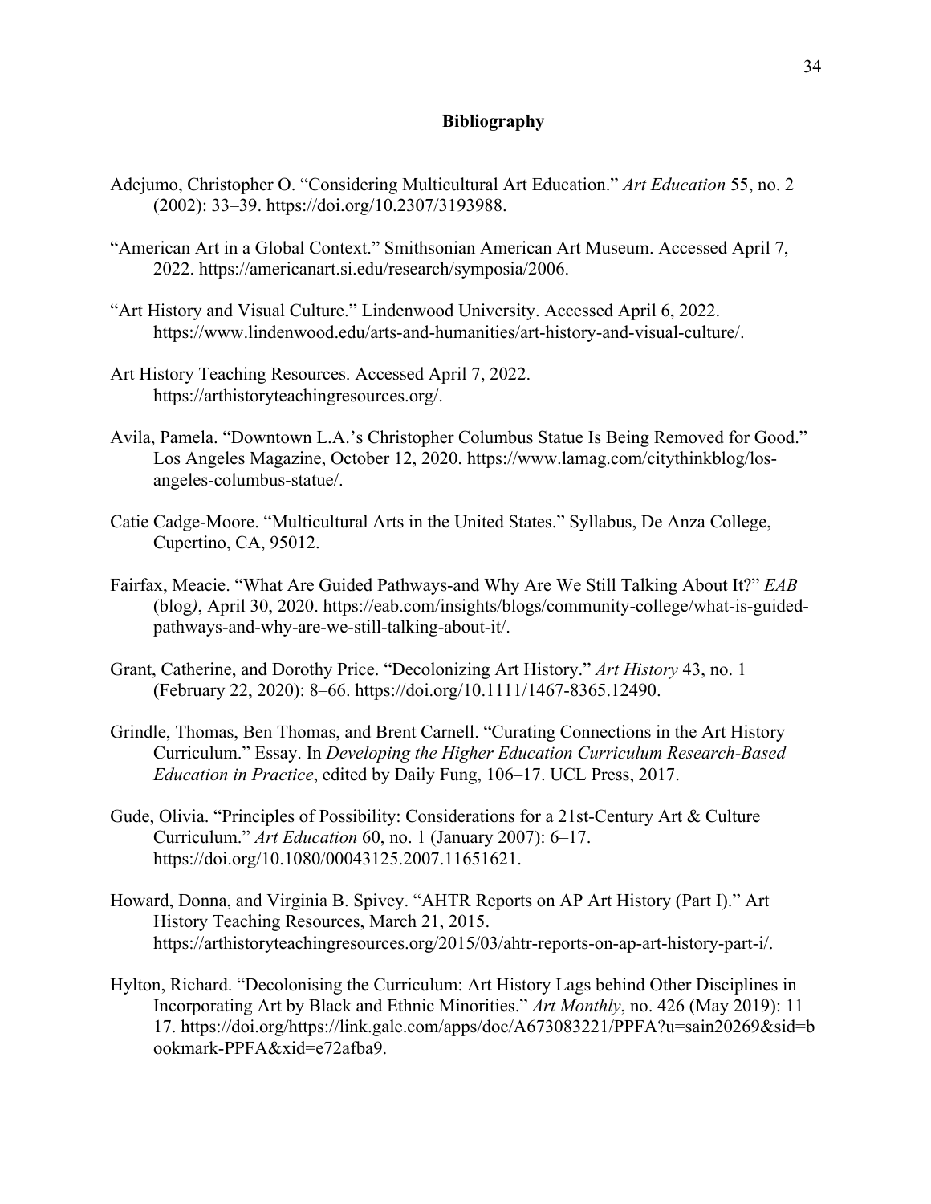## Bibliography

Adejumo, Christopher O. "Considering Multicultural Art Education." *Art Education* 55, no. 2 (2002): 33–39. https://doi.org/10.2307/3193988.

"American Art in a Global Context." Smithsonian American Art Museum. Accessed April 7, 2022. https://americanart.si.edu/research/symposia/2006.

"Art History and Visual Culture." Lindenwood University. Accessed April 6, 2022. https://www.lindenwood.edu/arts-and-humanities/art-history-and-visual-culture/.

Art History Teaching Resources. Accessed April 7, 2022. https://arthistoryteachingresources.org/.

Avila, Pamela. "Downtown L.A.'s Christopher Columbus Statue Is Being Removed for Good." Los Angeles Magazine, October 12, 2020. https://www.lamag.com/citythinkblog/los-angeles-columbus-statue/.

Catie Cadge-Moore. "Multicultural Arts in the United States." Syllabus, De Anza College, Cupertino, CA, 95012.

Fairfax, Meacie. "What Are Guided Pathways-and Why Are We Still Talking About It?" *EAB* (blog*)*, April 30, 2020. https://eab.com/insights/blogs/community-college/what-is-guided-pathways-and-why-are-we-still-talking-about-it/.

Grant, Catherine, and Dorothy Price. "Decolonizing Art History." *Art History* 43, no. 1 (February 22, 2020): 8–66. https://doi.org/10.1111/1467-8365.12490.

Grindle, Thomas, Ben Thomas, and Brent Carnell. "Curating Connections in the Art History Curriculum." Essay. In *Developing the Higher Education Curriculum Research-Based Education in Practice*, edited by Daily Fung, 106–17. UCL Press, 2017.

Gude, Olivia. "Principles of Possibility: Considerations for a 21st-Century Art & Culture Curriculum." *Art Education* 60, no. 1 (January 2007): 6–17. https://doi.org/10.1080/00043125.2007.11651621.

Howard, Donna, and Virginia B. Spivey. "AHTR Reports on AP Art History (Part I)." Art History Teaching Resources, March 21, 2015. https://arthistoryteachingresources.org/2015/03/ahtr-reports-on-ap-art-history-part-i/.

Hylton, Richard. "Decolonising the Curriculum: Art History Lags behind Other Disciplines in Incorporating Art by Black and Ethnic Minorities." *Art Monthly*, no. 426 (May 2019): 11–17. https://doi.org/https://link.gale.com/apps/doc/A673083221/PPFA?u=sain20269&sid=bookmark-PPFA&xid=e72afba9.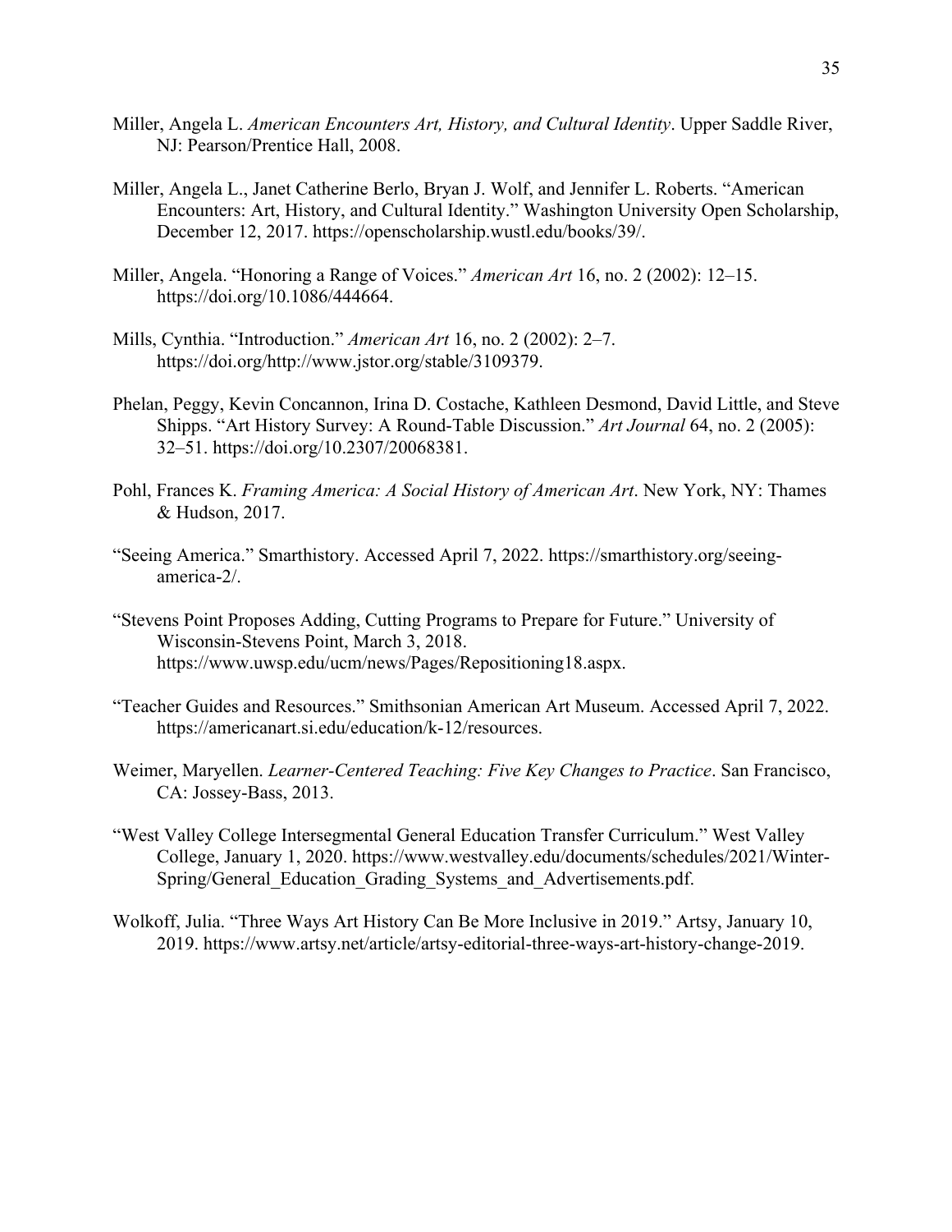Miller, Angela L. *American Encounters Art, History, and Cultural Identity*. Upper Saddle River, NJ: Pearson/Prentice Hall, 2008.

Miller, Angela L., Janet Catherine Berlo, Bryan J. Wolf, and Jennifer L. Roberts. “American Encounters: Art, History, and Cultural Identity.” Washington University Open Scholarship, December 12, 2017. https://openscholarship.wustl.edu/books/39/.

Miller, Angela. “Honoring a Range of Voices.” *American Art* 16, no. 2 (2002): 12–15. https://doi.org/10.1086/444664.

Mills, Cynthia. “Introduction.” *American Art* 16, no. 2 (2002): 2–7. https://doi.org/http://www.jstor.org/stable/3109379.

Phelan, Peggy, Kevin Concannon, Irina D. Costache, Kathleen Desmond, David Little, and Steve Shipps. “Art History Survey: A Round-Table Discussion.” *Art Journal* 64, no. 2 (2005): 32–51. https://doi.org/10.2307/20068381.

Pohl, Frances K. *Framing America: A Social History of American Art*. New York, NY: Thames & Hudson, 2017.

“Seeing America.” Smarthistory. Accessed April 7, 2022. https://smarthistory.org/seeing-america-2/.

“Stevens Point Proposes Adding, Cutting Programs to Prepare for Future.” University of Wisconsin-Stevens Point, March 3, 2018. https://www.uwsp.edu/ucm/news/Pages/Repositioning18.aspx.

“Teacher Guides and Resources.” Smithsonian American Art Museum. Accessed April 7, 2022. https://americanart.si.edu/education/k-12/resources.

Weimer, Maryellen. *Learner-Centered Teaching: Five Key Changes to Practice*. San Francisco, CA: Jossey-Bass, 2013.

“West Valley College Intersegmental General Education Transfer Curriculum.” West Valley College, January 1, 2020. https://www.westvalley.edu/documents/schedules/2021/Winter-Spring/General_Education_Grading_Systems_and_Advertisements.pdf.

Wolkoff, Julia. “Three Ways Art History Can Be More Inclusive in 2019.” Artsy, January 10, 2019. https://www.artsy.net/article/artsy-editorial-three-ways-art-history-change-2019.